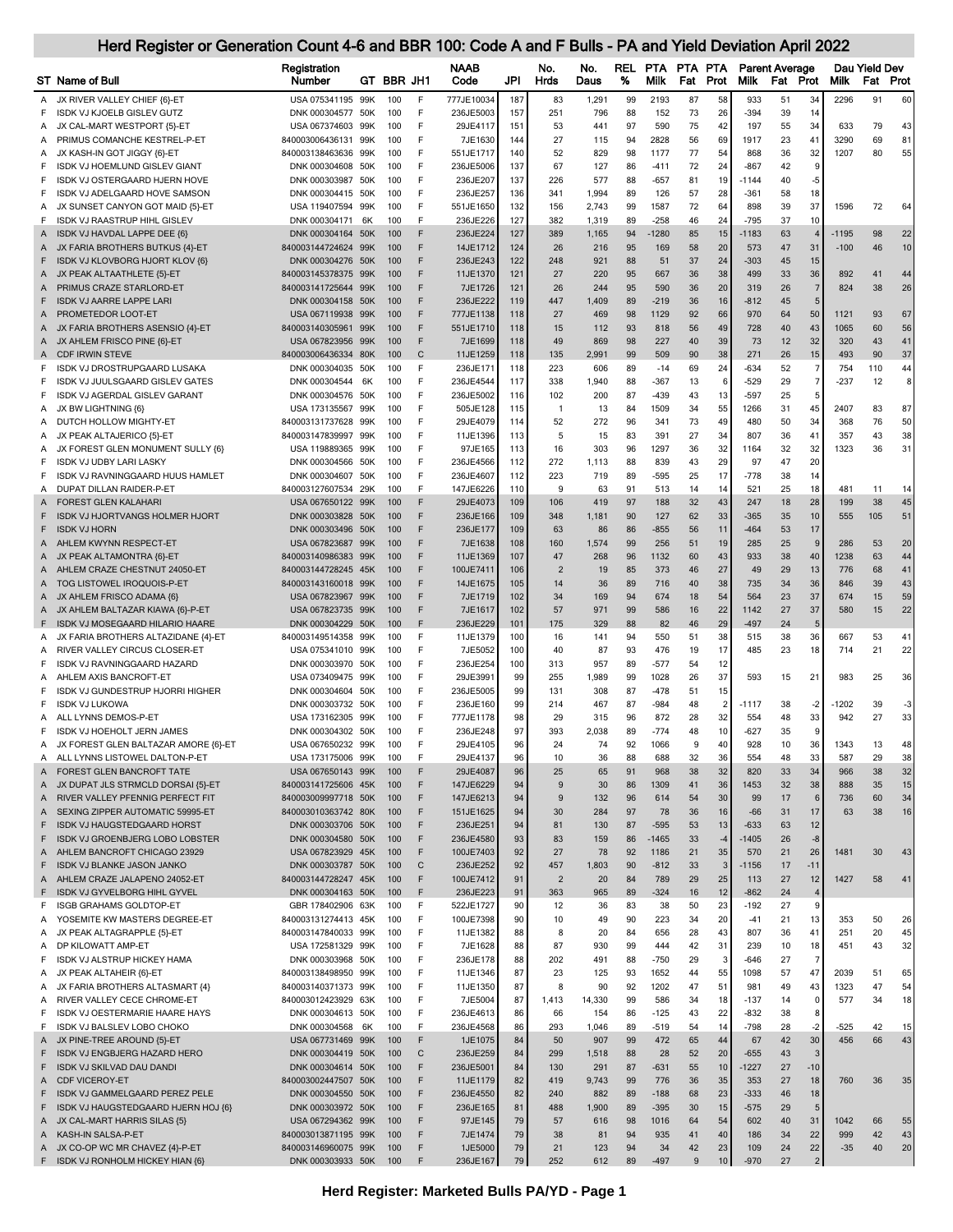# Herd Register or Generation Count 4-6 and BBR 100: Code A and F Bulls - PA and Yield Deviation April 2022

| ST | Name of Bull | Registration Number | GT | BBR | JH1 | NAAB Code | JPI | No. Hrds | No. Daus | REL % | PTA Milk | PTA Fat | PTA Prot | Parent Average Milk | Parent Average Fat | Parent Average Prot | Dau Yield Dev Milk | Dau Yield Dev Fat | Dau Yield Dev Prot |
|---|---|---|---|---|---|---|---|---|---|---|---|---|---|---|---|---|---|---|---|
| A | JX RIVER VALLEY CHIEF {6}-ET | USA 075341195 | 99K | 100 | F | 777JE10034 | 187 | 83 | 1,291 | 99 | 2193 | 87 | 58 | 933 | 51 | 34 | 2296 | 91 | 60 |
| F | ISDK VJ KJOELB GISLEV GUTZ | DNK 000304577 | 50K | 100 | F | 236JE5003 | 157 | 251 | 796 | 88 | 152 | 73 | 26 | -394 | 39 | 14 | | | |
| A | JX CAL-MART WESTPORT {5}-ET | USA 067374603 | 99K | 100 | F | 29JE4117 | 151 | 53 | 441 | 97 | 590 | 75 | 42 | 197 | 55 | 34 | 633 | 79 | 43 |
| A | PRIMUS COMANCHE KESTREL-P-ET | 840003006436131 | 99K | 100 | F | 7JE1630 | 144 | 27 | 115 | 94 | 2828 | 56 | 69 | 1917 | 23 | 41 | 3290 | 69 | 81 |
| A | JX KASH-IN GOT JIGGY {6}-ET | 840003138463636 | 99K | 100 | F | 551JE1717 | 140 | 52 | 829 | 98 | 1177 | 77 | 54 | 868 | 36 | 32 | 1207 | 80 | 55 |
| F | ISDK VJ HOEMLUND GISLEV GIANT | DNK 000304608 | 50K | 100 | F | 236JE5006 | 137 | 67 | 127 | 86 | -411 | 72 | 24 | -867 | 42 | 9 | | | |
| F | ISDK VJ OSTERGAARD HJERN HOVE | DNK 000303987 | 50K | 100 | F | 236JE207 | 137 | 226 | 577 | 88 | -657 | 81 | 19 | -1144 | 40 | -5 | | | |
| F | ISDK VJ ADELGAARD HOVE SAMSON | DNK 000304415 | 50K | 100 | F | 236JE257 | 136 | 341 | 1,994 | 89 | 126 | 57 | 28 | -361 | 58 | 18 | | | |
| A | JX SUNSET CANYON GOT MAID {5}-ET | USA 119407594 | 99K | 100 | F | 551JE1650 | 132 | 156 | 2,743 | 99 | 1587 | 72 | 64 | 898 | 39 | 37 | 1596 | 72 | 64 |
| F | ISDK VJ RAASTRUP HIHL GISLEV | DNK 000304171 | 6K | 100 | F | 236JE226 | 127 | 382 | 1,319 | 89 | -258 | 46 | 24 | -795 | 37 | 10 | | | |
| A | ISDK VJ HAVDAL LAPPE DEE {6} | DNK 000304164 | 50K | 100 | F | 236JE224 | 127 | 389 | 1,165 | 94 | -1280 | 85 | 15 | -1183 | 63 | 4 | -1195 | 98 | 22 |
| A | JX FARIA BROTHERS BUTKUS {4}-ET | 840003144724624 | 99K | 100 | F | 14JE1712 | 124 | 26 | 216 | 95 | 169 | 58 | 20 | 573 | 47 | 31 | -100 | 46 | 10 |
| F | ISDK VJ KLOVBORG HJORT KLOV {6} | DNK 000304276 | 50K | 100 | F | 236JE243 | 122 | 248 | 921 | 88 | 51 | 37 | 24 | -303 | 45 | 15 | | | |
| A | JX PEAK ALTAATHLETE {5}-ET | 840003145378375 | 99K | 100 | F | 11JE1370 | 121 | 27 | 220 | 95 | 667 | 36 | 38 | 499 | 33 | 36 | 892 | 41 | 44 |
| A | PRIMUS CRAZE STARLORD-ET | 840003141725644 | 99K | 100 | F | 7JE1726 | 121 | 26 | 244 | 95 | 590 | 36 | 20 | 319 | 26 | 7 | 824 | 38 | 26 |
| F | ISDK VJ AARRE LAPPE LARI | DNK 000304158 | 50K | 100 | F | 236JE222 | 119 | 447 | 1,409 | 89 | -219 | 36 | 16 | -812 | 45 | 5 | | | |
| A | PROMETEDOR LOOT-ET | USA 067119938 | 99K | 100 | F | 777JE1138 | 118 | 27 | 469 | 98 | 1129 | 92 | 66 | 970 | 64 | 50 | 1121 | 93 | 67 |
| A | JX FARIA BROTHERS ASENSIO {4}-ET | 840003140305961 | 99K | 100 | F | 551JE1710 | 118 | 15 | 112 | 93 | 818 | 56 | 49 | 728 | 40 | 43 | 1065 | 60 | 56 |
| A | JX AHLEM FRISCO PINE {6}-ET | USA 067823956 | 99K | 100 | F | 7JE1699 | 118 | 49 | 869 | 98 | 227 | 40 | 39 | 73 | 12 | 32 | 320 | 43 | 41 |
| A | CDF IRWIN STEVE | 840003006436334 | 80K | 100 | C | 11JE1259 | 118 | 135 | 2,991 | 99 | 509 | 90 | 38 | 271 | 26 | 15 | 493 | 90 | 37 |
| F | ISDK VJ DROSTRUPGAARD LUSAKA | DNK 000304035 | 50K | 100 | F | 236JE171 | 118 | 223 | 606 | 89 | -14 | 69 | 24 | -634 | 52 | 7 | 754 | 110 | 44 |
| F | ISDK VJ JUULSGAARD GISLEV GATES | DNK 000304544 | 6K | 100 | F | 236JE4544 | 117 | 338 | 1,940 | 88 | -367 | 13 | 6 | -529 | 29 | 7 | -237 | 12 | 8 |
| F | ISDK VJ AGERDAL GISLEV GARANT | DNK 000304576 | 50K | 100 | F | 236JE5002 | 116 | 102 | 200 | 87 | -439 | 43 | 13 | -597 | 25 | 5 | | | |
| A | JX BW LIGHTNING {6} | USA 173135567 | 99K | 100 | F | 505JE128 | 115 | 1 | 13 | 84 | 1509 | 34 | 55 | 1266 | 31 | 45 | 2407 | 83 | 87 |
| A | DUTCH HOLLOW MIGHTY-ET | 840003131737628 | 99K | 100 | F | 29JE4079 | 114 | 52 | 272 | 96 | 341 | 73 | 49 | 480 | 50 | 34 | 368 | 76 | 50 |
| A | JX PEAK ALTAJERICO {5}-ET | 840003147839997 | 99K | 100 | F | 11JE1396 | 113 | 5 | 15 | 83 | 391 | 27 | 34 | 807 | 36 | 41 | 357 | 43 | 38 |
| A | JX FOREST GLEN MONUMENT SULLY {6} | USA 119889365 | 99K | 100 | F | 97JE165 | 113 | 16 | 303 | 96 | 1297 | 36 | 32 | 1164 | 32 | 32 | 1323 | 36 | 31 |
| F | ISDK VJ UDBY LARI LASKY | DNK 000304566 | 50K | 100 | F | 236JE4566 | 112 | 272 | 1,113 | 88 | 839 | 43 | 29 | 97 | 47 | 20 | | | |
| F | ISDK VJ RAVNINGGAARD HUUS HAMLET | DNK 000304607 | 50K | 100 | F | 236JE4607 | 112 | 223 | 719 | 89 | -595 | 25 | 17 | -778 | 38 | 14 | | | |
| A | DUPAT DILLAN RAIDER-P-ET | 840003127607534 | 29K | 100 | F | 147JE6226 | 110 | 9 | 63 | 91 | 513 | 14 | 14 | 521 | 25 | 18 | 481 | 11 | 14 |
| A | FOREST GLEN KALAHARI | USA 067650122 | 99K | 100 | F | 29JE4073 | 109 | 106 | 419 | 97 | 188 | 32 | 43 | 247 | 18 | 28 | 199 | 38 | 45 |
| F | ISDK VJ HJORTVANGS HOLMER HJORT | DNK 000303828 | 50K | 100 | F | 236JE166 | 109 | 348 | 1,181 | 90 | 127 | 62 | 33 | -365 | 35 | 10 | 555 | 105 | 51 |
| F | ISDK VJ HORN | DNK 000303496 | 50K | 100 | F | 236JE177 | 109 | 63 | 86 | 86 | -855 | 56 | 11 | -464 | 53 | 17 | | | |
| A | AHLEM KWYNN RESPECT-ET | USA 067823687 | 99K | 100 | F | 7JE1638 | 108 | 160 | 1,574 | 99 | 256 | 51 | 19 | 285 | 25 | 9 | 286 | 53 | 20 |
| A | JX PEAK ALTAMONTRA {6}-ET | 840003140986383 | 99K | 100 | F | 11JE1369 | 107 | 47 | 268 | 96 | 1132 | 60 | 43 | 933 | 38 | 40 | 1238 | 63 | 44 |
| A | AHLEM CRAZE CHESTNUT 24050-ET | 840003144728245 | 45K | 100 | F | 100JE7411 | 106 | 2 | 19 | 85 | 373 | 46 | 27 | 49 | 29 | 13 | 776 | 68 | 41 |
| A | TOG LISTOWEL IROQUOIS-P-ET | 840003143160018 | 99K | 100 | F | 14JE1675 | 105 | 14 | 36 | 89 | 716 | 40 | 38 | 735 | 34 | 36 | 846 | 39 | 43 |
| A | JX AHLEM FRISCO ADAMA {6} | USA 067823967 | 99K | 100 | F | 7JE1719 | 102 | 34 | 169 | 94 | 674 | 18 | 54 | 564 | 23 | 37 | 674 | 15 | 59 |
| A | JX AHLEM BALTAZAR KIAWA {6}-P-ET | USA 067823735 | 99K | 100 | F | 7JE1617 | 102 | 57 | 971 | 99 | 586 | 16 | 22 | 1142 | 27 | 37 | 580 | 15 | 22 |
| F | ISDK VJ MOSEGAARD HILARIO HAARE | DNK 000304229 | 50K | 100 | F | 236JE229 | 101 | 175 | 329 | 88 | 82 | 46 | 29 | -497 | 24 | 5 | | | |
| A | JX FARIA BROTHERS ALTAZIDANE {4}-ET | 840003149514358 | 99K | 100 | F | 11JE1379 | 100 | 16 | 141 | 94 | 550 | 51 | 38 | 515 | 38 | 36 | 667 | 53 | 41 |
| A | RIVER VALLEY CIRCUS CLOSER-ET | USA 075341010 | 99K | 100 | F | 7JE5052 | 100 | 40 | 87 | 93 | 476 | 19 | 17 | 485 | 23 | 18 | 714 | 21 | 22 |
| F | ISDK VJ RAVNINGGAARD HAZARD | DNK 000303970 | 50K | 100 | F | 236JE254 | 100 | 313 | 957 | 89 | -577 | 54 | 12 | | | | | | |
| A | AHLEM AXIS BANCROFT-ET | USA 073409475 | 99K | 100 | F | 29JE3991 | 99 | 255 | 1,989 | 99 | 1028 | 26 | 37 | 593 | 15 | 21 | 983 | 25 | 36 |
| F | ISDK VJ GUNDESTRUP HJORRI HIGHER | DNK 000304604 | 50K | 100 | F | 236JE5005 | 99 | 131 | 308 | 87 | -478 | 51 | 15 | | | | | | |
| F | ISDK VJ LUKOWA | DNK 000303732 | 50K | 100 | F | 236JE160 | 99 | 214 | 467 | 87 | -984 | 48 | 2 | -1117 | 38 | -2 | -1202 | 39 | -3 |
| A | ALL LYNNS DEMOS-P-ET | USA 173162305 | 99K | 100 | F | 777JE1178 | 98 | 29 | 315 | 96 | 872 | 28 | 32 | 554 | 48 | 33 | 942 | 27 | 33 |
| F | ISDK VJ HOEHOLT JERN JAMES | DNK 000304302 | 50K | 100 | F | 236JE248 | 97 | 393 | 2,038 | 89 | -774 | 48 | 10 | -627 | 35 | 9 | | | |
| A | JX FOREST GLEN BALTAZAR AMORE {6}-ET | USA 067650232 | 99K | 100 | F | 29JE4105 | 96 | 24 | 74 | 92 | 1066 | 9 | 40 | 928 | 10 | 36 | 1343 | 13 | 48 |
| A | ALL LYNNS LISTOWEL DALTON-P-ET | USA 173175006 | 99K | 100 | F | 29JE4137 | 96 | 10 | 36 | 88 | 688 | 32 | 36 | 554 | 48 | 33 | 587 | 29 | 38 |
| A | FOREST GLEN BANCROFT TATE | USA 067650143 | 99K | 100 | F | 29JE4087 | 96 | 25 | 65 | 91 | 968 | 38 | 32 | 820 | 33 | 34 | 966 | 38 | 32 |
| A | JX DUPAT JLS STRMCLD DORSAI {5}-ET | 840003141725606 | 45K | 100 | F | 147JE6229 | 94 | 9 | 30 | 86 | 1309 | 41 | 36 | 1453 | 32 | 38 | 888 | 35 | 15 |
| A | RIVER VALLEY PFENNIG PERFECT FIT | 840003009997718 | 50K | 100 | F | 147JE6213 | 94 | 9 | 132 | 96 | 614 | 54 | 30 | 99 | 17 | 6 | 736 | 60 | 34 |
| A | SEXING ZIPPER AUTOMATIC 59995-ET | 840003010363742 | 80K | 100 | F | 151JE1625 | 94 | 30 | 284 | 97 | 78 | 36 | 16 | -66 | 31 | 17 | 63 | 38 | 16 |
| F | ISDK VJ HAUGSTEDGAARD HORST | DNK 000303706 | 50K | 100 | F | 236JE251 | 94 | 81 | 130 | 87 | -595 | 53 | 13 | -633 | 63 | 12 | | | |
| F | ISDK VJ GROENBJERG LOBO LOBSTER | DNK 000304580 | 50K | 100 | F | 236JE4580 | 93 | 83 | 159 | 86 | -1465 | 33 | -4 | -1405 | 26 | -8 | | | |
| A | AHLEM BANCROFT CHICAGO 23929 | USA 067823929 | 45K | 100 | F | 100JE7403 | 92 | 27 | 78 | 92 | 1186 | 21 | 35 | 570 | 21 | 26 | 1481 | 30 | 43 |
| F | ISDK VJ BLANKE JASON JANKO | DNK 000303787 | 50K | 100 | C | 236JE252 | 92 | 457 | 1,803 | 90 | -812 | 33 | 3 | -1156 | 17 | -11 | | | |
| A | AHLEM CRAZE JALAPENO 24052-ET | 840003144728247 | 45K | 100 | F | 100JE7412 | 91 | 2 | 20 | 84 | 789 | 29 | 25 | 113 | 27 | 12 | 1427 | 58 | 41 |
| F | ISDK VJ GYVELBORG HIHL GYVEL | DNK 000304163 | 50K | 100 | F | 236JE223 | 91 | 363 | 965 | 89 | -324 | 16 | 12 | -862 | 24 | 4 | | | |
| F | ISGB GRAHAMS GOLDTOP-ET | GBR 178402906 | 63K | 100 | F | 522JE1727 | 90 | 12 | 36 | 83 | 38 | 50 | 23 | -192 | 27 | 9 | | | |
| A | YOSEMITE KW MASTERS DEGREE-ET | 840003131274413 | 45K | 100 | F | 100JE7398 | 90 | 10 | 49 | 90 | 223 | 34 | 20 | -41 | 21 | 13 | 353 | 50 | 26 |
| A | JX PEAK ALTAGRAPPLE {5}-ET | 840003147840033 | 99K | 100 | F | 11JE1382 | 88 | 8 | 20 | 84 | 656 | 28 | 43 | 807 | 36 | 41 | 251 | 20 | 45 |
| A | DP KILOWATT AMP-ET | USA 172581329 | 99K | 100 | F | 7JE1628 | 88 | 87 | 930 | 99 | 444 | 42 | 31 | 239 | 10 | 18 | 451 | 43 | 32 |
| F | ISDK VJ ALSTRUP HICKEY HAMA | DNK 000303968 | 50K | 100 | F | 236JE178 | 88 | 202 | 491 | 88 | -750 | 29 | 3 | -646 | 27 | 7 | | | |
| A | JX PEAK ALTAHEIR {6}-ET | 840003138498950 | 99K | 100 | F | 11JE1346 | 87 | 23 | 125 | 93 | 1652 | 44 | 55 | 1098 | 57 | 47 | 2039 | 51 | 65 |
| A | JX FARIA BROTHERS ALTASMART {4} | 840003140371373 | 99K | 100 | F | 11JE1350 | 87 | 8 | 90 | 92 | 1202 | 47 | 51 | 981 | 49 | 43 | 1323 | 47 | 54 |
| A | RIVER VALLEY CECE CHROME-ET | 840003012423929 | 63K | 100 | F | 7JE5004 | 87 | 1,413 | 14,330 | 99 | 586 | 34 | 18 | -137 | 14 | 0 | 577 | 34 | 18 |
| F | ISDK VJ OESTERMARIE HAARE HAYS | DNK 000304613 | 50K | 100 | F | 236JE4613 | 86 | 66 | 154 | 86 | -125 | 43 | 22 | -832 | 38 | 8 | | | |
| F | ISDK VJ BALSLEV LOBO CHOKO | DNK 000304568 | 6K | 100 | F | 236JE4568 | 86 | 293 | 1,046 | 89 | -519 | 54 | 14 | -798 | 28 | -2 | -525 | 42 | 15 |
| A | JX PINE-TREE AROUND {5}-ET | USA 067731469 | 99K | 100 | F | 1JE1075 | 84 | 50 | 907 | 99 | 472 | 65 | 44 | 67 | 42 | 30 | 456 | 66 | 43 |
| F | ISDK VJ ENGBJERG HAZARD HERO | DNK 000304419 | 50K | 100 | C | 236JE259 | 84 | 299 | 1,518 | 88 | 28 | 52 | 20 | -655 | 43 | 3 | | | |
| F | ISDK VJ SKILVAD DAU DANDI | DNK 000304614 | 50K | 100 | F | 236JE5001 | 84 | 130 | 291 | 87 | -631 | 55 | 10 | -1227 | 27 | -10 | | | |
| A | CDF VICEROY-ET | 840003002447507 | 50K | 100 | F | 11JE1179 | 82 | 419 | 9,743 | 99 | 776 | 36 | 35 | 353 | 27 | 18 | 760 | 36 | 35 |
| F | ISDK VJ GAMMELGAARD PEREZ PELE | DNK 000304550 | 50K | 100 | F | 236JE4550 | 82 | 240 | 882 | 89 | -188 | 68 | 23 | -333 | 46 | 18 | | | |
| F | ISDK VJ HAUGSTEDGAARD HJORN HOJ {6} | DNK 000303972 | 50K | 100 | F | 236JE165 | 81 | 488 | 1,900 | 89 | -395 | 30 | 15 | -575 | 29 | 5 | | | |
| A | JX CAL-MART HARRIS SILAS {5} | USA 067294362 | 99K | 100 | F | 97JE145 | 79 | 57 | 616 | 98 | 1016 | 64 | 54 | 602 | 40 | 31 | 1042 | 66 | 55 |
| A | KASH-IN SALSA-P-ET | 840003013871195 | 99K | 100 | F | 7JE1474 | 79 | 38 | 81 | 94 | 935 | 41 | 40 | 186 | 34 | 22 | 999 | 42 | 43 |
| A | JX CO-OP WC MR CHAVEZ {4}-P-ET | 840003146960075 | 99K | 100 | F | 1JE5000 | 79 | 21 | 123 | 94 | 34 | 42 | 23 | 109 | 24 | 22 | -35 | 40 | 20 |
| F | ISDK VJ RONHOLM HICKEY HIAN {6} | DNK 000303933 | 50K | 100 | F | 236JE167 | 79 | 252 | 612 | 89 | -497 | 9 | 10 | -970 | 27 | 2 | | | |

**Herd Register: Marketed Bulls PA/YD - Page 1**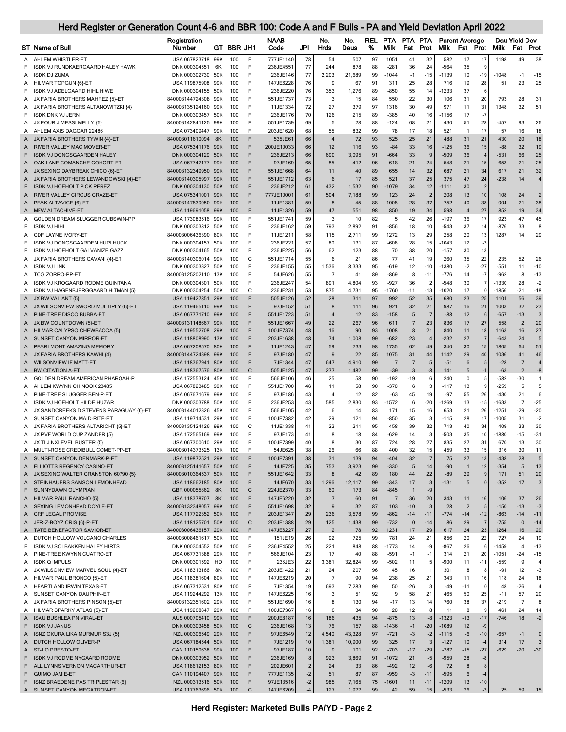# Herd Register or Generation Count 4-6 and BBR 100: Code A and F Bulls - PA and Yield Deviation April 2022

| ST | Name of Bull | Registration Number | GT | BBR | JH1 | NAAB Code | JPI | No. Hrds | No. Daus | REL % | PTA Milk | PTA Fat | PTA Prot | Parent Average Milk | Parent Average Fat | Parent Average Prot | Dau Yield Dev Milk | Dau Yield Dev Fat | Dau Yield Dev Prot |
|---|---|---|---|---|---|---|---|---|---|---|---|---|---|---|---|---|---|---|---|
| A | AHLEM WHISTLER-ET | USA 067823718 | 99K | 100 | F | 777JE1140 | 78 | 54 | 507 | 97 | 1051 | 41 | 32 | 582 | 17 | 17 | 1198 | 49 | 38 |
| F | ISDK VJ RUNDKAERGAARD HALEY HAWK | DNK 000304551 | 6K | 100 | F | 236JE4551 | 77 | 244 | 878 | 88 | -281 | 36 | 24 | -564 | 35 | 9 | | | |
| A | ISDK DJ ZUMA | DNK 000302730 | 50K | 100 | F | 236JE146 | 77 | 2,203 | 21,689 | 99 | -1044 | -1 | -15 | -1139 | 10 | -19 | -1048 | -1 | -15 |
| A | HILMAR TOPGUN {6}-ET | USA 119875908 | 99K | 100 | F | 147JE6228 | 76 | 9 | 67 | 91 | 311 | 25 | 28 | 716 | 19 | 28 | 51 | 23 | 25 |
| F | ISDK VJ ADELGAARD HIHL HIWE | DNK 000304155 | 50K | 100 | F | 236JE220 | 76 | 353 | 1,276 | 89 | -850 | 55 | 14 | -1233 | 37 | 6 | | | |
| A | JX FARIA BROTHERS MAHREZ {5}-ET | 840003144724308 | 99K | 100 | F | 551JE1737 | 73 | 3 | 15 | 84 | 550 | 22 | 30 | 106 | 31 | 20 | 793 | 28 | 31 |
| A | JX FARIA BROTHERS ALTANOWITZKI {4} | 840003135124160 | 99K | 100 | F | 11JE1334 | 72 | 27 | 379 | 97 | 1316 | 30 | 49 | 971 | 11 | 31 | 1348 | 32 | 51 |
| F | ISDK DNK VJ JERN | DNK 000303457 | 50K | 100 | F | 236JE176 | 70 | 126 | 215 | 89 | -385 | 40 | 16 | -1156 | 17 | -7 | | | |
| A | JX FOUR J MESSI MELLY {5} | 840003142841125 | 99K | 100 | F | 551JE1739 | 69 | 5 | 28 | 88 | -124 | 68 | 21 | 430 | 51 | 28 | -457 | 93 | 26 |
| A | AHLEM AXIS DAGGAR 22486 | USA 073409447 | 99K | 100 | F | 203JE1620 | 68 | 55 | 832 | 99 | 78 | 17 | 18 | 521 | 1 | 17 | 57 | 16 | 18 |
| A | JX FARIA BROTHERS TYWIN {4}-ET | 840003011610094 | 8K | 100 | F | 535JE61 | 66 | 4 | 72 | 93 | 525 | 25 | 21 | 488 | 31 | 21 | 430 | 20 | 18 |
| A | RIVER VALLEY MAC MOVER-ET | USA 075341176 | 99K | 100 | F | 200JE10033 | 66 | 12 | 116 | 93 | -84 | 33 | 16 | -125 | 36 | 15 | -88 | 32 | 19 |
| F | ISDK VJ DONGSGAARDEN HALEY | DNK 000304129 | 50K | 100 | F | 236JE213 | 66 | 690 | 3,095 | 91 | -664 | 33 | 9 | -509 | 36 | 4 | -531 | 66 | 25 |
| A | OAK LANE COMANCHE COHORT-ET | USA 067742177 | 99K | 100 | F | 97JE169 | 65 | 85 | 412 | 96 | 618 | 21 | 24 | 548 | 21 | 15 | 653 | 21 | 25 |
| A | JX SEXING DAYBREAK CHICO {6}-ET | 840003132349950 | 99K | 100 | F | 551JE1668 | 64 | 11 | 40 | 89 | 655 | 14 | 32 | 687 | 21 | 34 | 617 | 21 | 32 |
| A | JX FARIA BROTHERS LEWANDOWSKI {4}-ET | 840003140305997 | 99K | 100 | F | 551JE1712 | 63 | 6 | 17 | 85 | 521 | 37 | 25 | 375 | 47 | 24 | -238 | 14 | 4 |
| F | ISDK VJ HOEHOLT PICK PEREZ | DNK 000304130 | 50K | 100 | F | 236JE212 | 61 | 432 | 1,532 | 90 | -1079 | 34 | 12 | -1111 | 30 | 2 | | | |
| A | RIVER VALLEY CIRCUS CRAZE-ET | USA 075341001 | 99K | 100 | F | 777JE10001 | 61 | 504 | 7,188 | 99 | 123 | 24 | 2 | 208 | 13 | 10 | 108 | 24 | 2 |
| A | PEAK ALTAVICE {6}-ET | 840003147839950 | 99K | 100 | F | 11JE1381 | 59 | 8 | 45 | 88 | 1008 | 28 | 37 | 752 | 40 | 38 | 904 | 21 | 38 |
| A | MFW ALTACHIVE-ET | USA 119691058 | 99K | 100 | F | 11JE1326 | 59 | 47 | 551 | 98 | 850 | 19 | 34 | 598 | 4 | 27 | 852 | 19 | 34 |
| A | GOLDEN DREAM SLUGGER CUBSWIN-PP | USA 173083516 | 99K | 100 | F | 551JE1741 | 59 | 3 | 10 | 82 | 5 | 42 | 26 | -197 | 36 | 17 | 923 | 47 | 45 |
| F | ISDK VJ HIHL | DNK 000303812 | 50K | 100 | F | 236JE162 | 59 | 793 | 2,892 | 91 | -856 | 18 | 10 | -543 | 37 | 14 | -876 | 33 | 8 |
| A | CDF LAYNE IVORY-ET | 840003006436390 | 80K | 100 | F | 11JE1211 | 58 | 115 | 2,711 | 99 | 1272 | 13 | 29 | 258 | 20 | 13 | 1287 | 14 | 29 |
| F | ISDK VJ DONGSGAARDEN HUPI HUCK | DNK 000304157 | 50K | 100 | F | 236JE221 | 57 | 80 | 131 | 87 | -608 | 28 | 15 | -1043 | 12 | -3 | | | |
| F | ISDK VJ HOEHOLT GALVANIZE GAZZ | DNK 000304165 | 50K | 100 | F | 236JE225 | 56 | 62 | 123 | 88 | 70 | 38 | 20 | -157 | 30 | 13 | | | |
| A | JX FARIA BROTHERS CAVANI {4}-ET | 840003140306014 | 99K | 100 | C | 551JE1714 | 55 | 6 | 21 | 86 | 77 | 41 | 19 | 260 | 35 | 22 | 235 | 52 | 26 |
| A | ISDK VJ LINK | DNK 000303327 | 50K | 100 | F | 236JE155 | 55 | 1,536 | 8,333 | 95 | -619 | 12 | -10 | -1380 | -2 | -27 | -551 | 11 | -10 |
| A | TOG ZORRO-PP-ET | 840003125202110 | 13K | 100 | F | 54JE626 | 55 | 7 | 41 | 89 | -869 | 8 | -11 | -776 | 14 | -7 | -962 | 8 | -13 |
| A | ISDK VJ KROGAARD RODME QUINTANA | DNK 000304301 | 50K | 100 | F | 236JE247 | 54 | 891 | 4,804 | 93 | -927 | 36 | 2 | -548 | 30 | 7 | -1330 | 28 | -2 |
| A | ISDK VJ HAGENBJERGGAARD HITMAN {5} | DNK 000304254 | 50K | 100 | C | 236JE231 | 53 | 875 | 4,731 | 95 | -1760 | -11 | -13 | -1020 | 17 | 0 | -1856 | -21 | -18 |
| A | JX BW VALIANT {5} | USA 119427851 | 29K | 100 | F | 505JE126 | 52 | 28 | 311 | 97 | 992 | 52 | 35 | 680 | 23 | 25 | 1101 | 56 | 39 |
| A | JX WILSONVIEW SWORD MULTIPLY {6}-ET | USA 119465110 | 99K | 100 | F | 97JE152 | 51 | 8 | 111 | 96 | 921 | 32 | 21 | 987 | 16 | 21 | 1003 | 32 | 23 |
| A | PINE-TREE DISCO BUBBA-ET | USA 067771710 | 99K | 100 | F | 551JE1723 | 51 | 4 | 12 | 83 | -158 | 5 | 7 | -88 | 12 | 6 | -657 | -13 | 3 |
| A | JX BW COUNTDOWN {5}-ET | 840003131148667 | 99K | 100 | F | 551JE1667 | 49 | 22 | 267 | 96 | 611 | 7 | 23 | 836 | 17 | 27 | 558 | 2 | 20 |
| A | HILMAR CALYPSO CHEWBACCA {5} | USA 119552708 | 29K | 100 | F | 100JE7374 | 48 | 16 | 90 | 93 | 1008 | 8 | 21 | 840 | 11 | 18 | 1163 | 16 | 27 |
| A | SUNSET CANYON MIRROR-ET | USA 118808990 | 13K | 100 | F | 203JE1638 | 48 | 74 | 1,008 | 99 | -682 | 23 | 4 | -232 | 27 | 7 | -643 | 24 | 5 |
| A | PEARLMONT AMAZING MEMORY | USA 067208570 | 80K | 100 | F | 11JE1243 | 47 | 59 | 733 | 98 | 1735 | 62 | 49 | 340 | 30 | 15 | 1805 | 64 | 51 |
| A | JX FARIA BROTHERS KAWHI {4} | 840003144724398 | 99K | 100 | F | 97JE180 | 47 | 9 | 22 | 85 | 1075 | 31 | 44 | 1142 | 29 | 40 | 1036 | 41 | 46 |
| A | WILSONVIEW IF MATT-ET | USA 118367941 | 80K | 100 | F | 7JE1344 | 47 | 647 | 4,910 | 99 | 7 | 7 | 5 | -51 | 6 | 5 | -28 | 7 | 4 |
| A | BW CITATION A-ET | USA 118367576 | 80K | 100 | C | 505JE125 | 47 | 277 | 1,482 | 99 | -39 | 3 | -8 | 141 | 5 | -1 | -63 | 2 | -8 |
| A | GOLDEN DREAM AMERICAN PHAROAH-P | USA 172553124 | 45K | 100 | F | 566JE106 | 46 | 25 | 58 | 90 | -192 | -19 | 6 | 240 | 0 | 5 | -582 | -30 | 1 |
| A | AHLEM KWYNN CHINOOK 23485 | USA 067823485 | 99K | 100 | F | 551JE1700 | 46 | 11 | 58 | 90 | -370 | 6 | 3 | -117 | 13 | 9 | -259 | 5 | 5 |
| A | PINE-TREE SLUGGER BEN-P-ET | USA 067671679 | 99K | 100 | F | 97JE186 | 43 | 4 | 12 | 82 | -63 | 45 | 19 | -97 | 55 | 26 | -430 | 21 | 6 |
| A | ISDK VJ HOEHOLT HILDE HUZAR | DNK 000303788 | 50K | 100 | F | 236JE253 | 43 | 585 | 2,830 | 93 | -1572 | 6 | -20 | -1269 | 13 | -15 | -1633 | 7 | -25 |
| A | JX SANDCREEKS D STEVENS PARAGUAY {6}-ET | 840003144012326 | 45K | 100 | F | 566JE105 | 42 | 6 | 14 | 83 | 171 | 15 | 16 | 653 | 21 | 26 | -1251 | -29 | -20 |
| A | SUNSET CANYON MAID-RITE-ET | USA 119714531 | 29K | 100 | F | 100JE7382 | 42 | 29 | 121 | 94 | -850 | 35 | 3 | -115 | 28 | 17 | -1005 | 31 | -2 |
| A | JX FARIA BROTHERS ALTARICHT {5}-ET | 840003135124426 | 99K | 100 | C | 11JE1338 | 41 | 22 | 211 | 95 | 458 | 39 | 32 | 713 | 40 | 34 | 409 | 33 | 30 |
| A | JX PVF WORLD CUP ZANDER {5} | USA 172565169 | 99K | 100 | F | 97JE173 | 41 | 8 | 18 | 84 | -629 | 14 | 3 | -503 | 35 | 10 | -1880 | -15 | -31 |
| A | JX TLJ NXLEVEL BUSTER {5} | USA 067300610 | 29K | 100 | F | 100JE7399 | 40 | 8 | 30 | 87 | 724 | 28 | 27 | 835 | 27 | 31 | 670 | 13 | 30 |
| A | MULTI-ROSE CREDIBULL COMET-PP-ET | 840003014373525 | 13K | 100 | F | 54JE625 | 38 | 26 | 66 | 88 | 400 | 32 | 15 | 459 | 33 | 15 | 316 | 30 | 11 |
| A | SUNSET CANYON DENMARK-P-ET | USA 119872521 | 29K | 100 | F | 100JE7391 | 38 | 31 | 139 | 94 | -404 | 32 | 7 | 75 | 27 | 13 | -438 | 28 | 5 |
| A | ELLIOTTS REGENCY CASINO-ET | 840003125141657 | 50K | 100 | F | 14JE725 | 35 | 753 | 3,923 | 99 | -330 | 5 | 14 | -90 | 1 | 12 | -354 | 5 | 13 |
| A | JX SEXING WALTER CRANSTON 60790 {5} | 840003010364537 | 50K | 100 | F | 551JE1642 | 33 | 8 | 42 | 89 | 180 | 44 | 22 | -89 | 29 | 9 | 171 | 51 | 20 |
| A | STEINHAUERS SAMSON LEMONHEAD | USA 118662185 | 80K | 100 | F | 14JE670 | 33 | 1,296 | 12,117 | 99 | -343 | 17 | 3 | -131 | 5 | 0 | -352 | 17 | 3 |
| F | SUNNYDAWN OLYMPIAN | GBR 000055862 | 8K | 100 | C | 224JE2370 | 33 | 60 | 173 | 84 | -845 | 1 | -9 | | | | | | |
| A | HILMAR PAUL RANCHO {5} | USA 118378707 | 8K | 100 | F | 147JE6220 | 32 | 7 | 60 | 91 | 7 | 36 | 20 | 343 | 11 | 16 | 106 | 37 | 26 |
| A | SEXING LEMONHEAD DOYLE-ET | 840003132348057 | 99K | 100 | F | 551JE1698 | 32 | 9 | 32 | 87 | 103 | -10 | 3 | 28 | 2 | 5 | -150 | -13 | -3 |
| A | CRF LEGAL PROMISE | USA 117722352 | 50K | 100 | F | 203JE1347 | 29 | 236 | 3,578 | 99 | -862 | -14 | -11 | -774 | -14 | -12 | -863 | -14 | -11 |
| A | JER-Z-BOYZ CRIS {6}-P-ET | USA 118125701 | 50K | 100 | C | 203JE1388 | 29 | 125 | 1,438 | 99 | -732 | 0 | -14 | 86 | 29 | 7 | -755 | 0 | -14 |
| A | TATE BENEFACTOR SAVIOR-ET | 840003006436157 | 29K | 100 | F | 147JE6227 | 27 | 2 | 78 | 92 | 1231 | 17 | 29 | 617 | 24 | 23 | 1264 | 16 | 29 |
| A | DUTCH HOLLOW VOLCANO CHARLES | 840003008461617 | 50K | 100 | F | 151JE19 | 26 | 92 | 725 | 99 | 781 | 24 | 21 | 856 | 20 | 22 | 727 | 24 | 19 |
| F | ISDK VJ SOLBAKKEN HALEY HIRTS | DNK 000304552 | 50K | 100 | F | 236JE4552 | 25 | 221 | 848 | 88 | -1773 | 14 | -9 | -867 | 26 | 6 | -1459 | 4 | -13 |
| A | PINE-TREE KWYNN CUATRO-ET | USA 067731388 | 29K | 100 | F | 566JE104 | 23 | 17 | 40 | 88 | -591 | -1 | -1 | 314 | 21 | 20 | -1051 | -24 | -15 |
| A | ISDK Q IMPULS | DNK 000301592 | HD | 100 | F | 236JE3 | 22 | 3,381 | 32,824 | 99 | -502 | 11 | 5 | -900 | 11 | -11 | -559 | 9 | 4 |
| A | JX WILSONVIEW MARVEL SOUL {4}-ET | USA 118313166 | 8K | 100 | F | 203JE1422 | 21 | 24 | 207 | 96 | 45 | 16 | 1 | 301 | 8 | 8 | -91 | 12 | -3 |
| A | HILMAR PAUL BRONCO {5}-ET | USA 118381604 | 80K | 100 | F | 147JE6219 | 20 | 7 | 90 | 94 | 238 | 25 | 21 | 343 | 11 | 16 | 118 | 24 | 18 |
| A | HEARTLAND IRWIN TEXAS-ET | USA 067312531 | 80K | 100 | F | 7JE1354 | 19 | 693 | 7,283 | 99 | 50 | -26 | 3 | -49 | -11 | 0 | 48 | -26 | 4 |
| A | SUNSET CANYON DAUPHIN-ET | USA 119244292 | 13K | 100 | F | 147JE6225 | 16 | 3 | 51 | 92 | 9 | 58 | 21 | 465 | 50 | 25 | -11 | 57 | 20 |
| A | JX FARIA BROTHERS PINSON {5}-ET | 840003132351602 | 29K | 100 | F | 551JE1690 | 16 | 8 | 130 | 94 | -17 | 13 | 14 | 760 | 38 | 37 | -219 | 7 | 8 |
| A | HILMAR SPARKY ATLAS {5}-ET | USA 119268647 | 29K | 100 | F | 100JE7367 | 16 | 6 | 34 | 90 | 20 | 12 | 8 | 11 | 8 | 9 | 461 | 24 | 14 |
| A | ISAU BUSHLEA PN VIRAL-ET | AUS 000705410 | 99K | 100 | F | 200JE8187 | 16 | 186 | 435 | 94 | -875 | 13 | -8 | -1323 | -13 | -17 | -746 | 18 | -2 |
| F | ISDK VJ JANUS | DNK 000303458 | 50K | 100 | C | 236JE168 | 13 | 76 | 157 | 88 | -1436 | -1 | -20 | -1089 | 12 | -9 | | | |
| A | ISNZ OKURA LIKA MURMUR S3J {5} | NZL 000306549 | 29K | 100 | F | 97JE6549 | 12 | 4,540 | 43,328 | 97 | -721 | -3 | -2 | -1115 | -6 | -10 | -657 | -1 | 0 |
| A | DUTCH HOLLOW OLIVER-P | USA 067184544 | 50K | 100 | F | 7JE1219 | 10 | 1,381 | 10,900 | 99 | 325 | 17 | 3 | -127 | 10 | -4 | 314 | 17 | 3 |
| A | ST-LO PRESTO-ET | CAN 110150638 | 99K | 100 | F | 97JE187 | 10 | 9 | 101 | 92 | -703 | -17 | -29 | -787 | -15 | -27 | -629 | -20 | -30 |
| F | ISDK VJ RODME NYGAARD RODME | DNK 000303952 | 50K | 100 | F | 236JE169 | 8 | 923 | 3,869 | 91 | -1072 | 21 | -5 | -959 | 28 | -8 | | | |
| F | ALL LYNNS VERNON MACARTHUR-ET | USA 118612153 | 80K | 100 | F | 202JE601 | 2 | 24 | 33 | 86 | -492 | 12 | -6 | 72 | 8 | 8 | | | |
| F | GUIMO JAMIE-ET | CAN 110194407 | 99K | 100 | F | 777JE1135 | -2 | 51 | 87 | 87 | -959 | -3 | -11 | -595 | 6 | -4 | | | |
| F | ISNZ BRAEDENE PAS TRIPLESTAR {6} | NZL 000313516 | 50K | 100 | F | 97JE13516 | -2 | 985 | 7,165 | 75 | -1601 | 11 | -11 | -1209 | 13 | -10 | | | |
| A | SUNSET CANYON MEGATRON-ET | USA 117763696 | 50K | 100 | C | 147JE6209 | -4 | 127 | 1,977 | 99 | 42 | 59 | 15 | -533 | 26 | -3 | 25 | 59 | 15 |

**Herd Register: Marketed Bulls PA/YD - Page 2**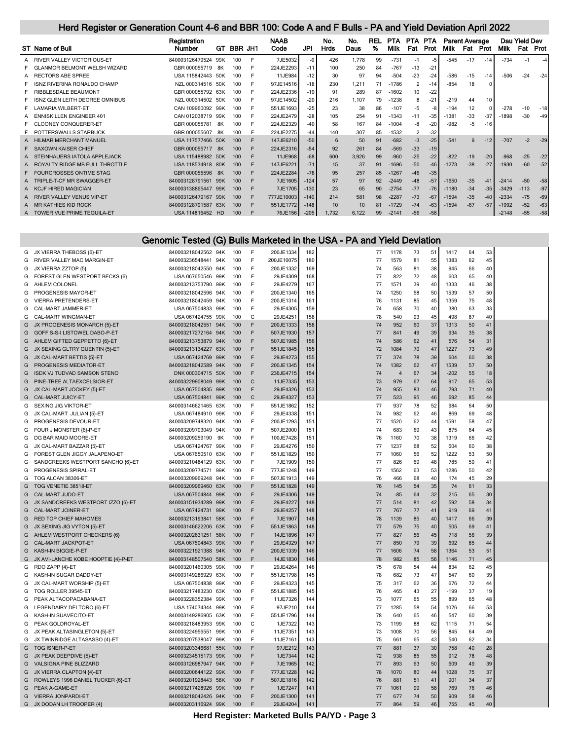## Herd Register or Generation Count 4-6 and BBR 100: Code A and F Bulls - PA and Yield Deviation April 2022

| ST | Name of Bull | Registration Number | GT | BBR | JH1 | NAAB Code | JPI | No. Hrds | No. Daus | REL % | PTA Milk | PTA Fat | PTA Prot | Parent Average Milk | Fat | Prot | Dau Yield Dev Milk | Fat | Prot |
|---|---|---|---|---|---|---|---|---|---|---|---|---|---|---|---|---|---|---|---|
| A | RIVER VALLEY VICTORIOUS-ET | 840003126479524 | 99K | 100 | F | 7JE5032 | -9 | 426 | 1,778 | 99 | -731 | -1 | -5 | -545 | -17 | -14 | -734 | -1 | -4 |
| F | GLANMOR BELMONT WELSH WIZARD | GBR 000055719 | 8K | 100 | F | 224JE2293 | -11 | 100 | 250 | 84 | -767 | -13 | -21 | | | | | | |
| A | RECTORS ABE SPREE | USA 115842443 | 50K | 100 | F | 11JE984 | -12 | 30 | 97 | 94 | -504 | -23 | -24 | -586 | -15 | -14 | -506 | -24 | -24 |
| F | ISNZ RIVERINA RONALDO CHAMP | NZL 000314516 | 50K | 100 | F | 97JE14516 | -18 | 230 | 1,211 | 71 | -1786 | 2 | -14 | -854 | 18 | 0 | | | |
| F | RIBBLESDALE BEAUMONT | GBR 000055792 | 63K | 100 | F | 224JE2336 | -19 | 91 | 289 | 87 | -1602 | 10 | -22 | | | | | | |
| F | ISNZ GLEN LEITH DEGREE OMNIBUS | NZL 000314502 | 50K | 100 | F | 97JE14502 | -20 | 216 | 1,107 | 79 | -1238 | 8 | -21 | -219 | 44 | 10 | | | |
| F | LAMARIA WILBERT-ET | CAN 109960092 | 99K | 100 | F | 551JE1693 | -25 | 23 | 38 | 86 | -107 | -5 | -8 | -194 | 12 | 0 | -278 | -10 | -18 |
| A | ENNISKILLEN ENGINEER 401 | CAN 012038719 | 99K | 100 | F | 224JE2479 | -28 | 105 | 254 | 91 | -1343 | -11 | -35 | -1381 | -33 | -37 | -1898 | -30 | -49 |
| F | CLOONEY CONQUERER-ET | GBR 000055781 | 8K | 100 | F | 224JE2329 | -40 | 58 | 167 | 84 | -1004 | -8 | -20 | -982 | -5 | -16 | | | |
| F | POTTERSWALLS STARBUCK | GBR 000055607 | 8K | 100 | F | 224JE2275 | -44 | 140 | 307 | 85 | -1532 | 2 | -32 | | | | | | |
| A | HILMAR MERCHANT MANUEL | USA 117577466 | 50K | 100 | F | 147JE6210 | -50 | 6 | 50 | 91 | -682 | -3 | -25 | -541 | 9 | -12 | -707 | -2 | -29 |
| F | SAXOWN KAISER CHIEF | GBR 000055717 | 8K | 100 | F | 224JE2316 | -54 | 92 | 261 | 84 | -569 | -33 | -19 | | | | | | |
| A | STEINHAUERS IATOLA APPLEJACK | USA 115488982 | 50K | 100 | F | 11JE968 | -68 | 600 | 3,926 | 99 | -960 | -25 | -22 | -822 | -19 | -20 | -968 | -25 | -22 |
| A | ROYALTY RIDGE MB FULL THROTTLE | USA 118534918 | 80K | 100 | F | 147JE6221 | -71 | 15 | 37 | 91 | -1696 | -50 | -46 | -1273 | -38 | -27 | -1930 | -60 | -52 |
| F | FOURCROSSES ONTIME STAG | GBR 000055596 | 8K | 100 | F | 224JE2284 | -78 | 95 | 257 | 85 | -1267 | -46 | -35 | | | | | | |
| A | TRIPLE-T-CF MR SWAGGER-ET | 840003128791561 | 99K | 100 | F | 7JE1605 | -124 | 57 | 97 | 92 | -2449 | -48 | -57 | -1650 | -35 | -41 | -2414 | -50 | -58 |
| A | KCJF HIRED MAGICIAN | 840003138865447 | 99K | 100 | F | 7JE1705 | -130 | 23 | 65 | 90 | -2754 | -77 | -76 | -1180 | -34 | -35 | -3429 | -113 | -97 |
| A | RIVER VALLEY VENUS VIP-ET | 840003126479167 | 99K | 100 | F | 777JE10003 | -140 | 214 | 581 | 98 | -2287 | -73 | -67 | -1594 | -35 | -40 | -2334 | -75 | -69 |
| A | MR KATHIES KID ROCK | 840003128791587 | 63K | 100 | F | 551JE1772 | -148 | 10 | 10 | 81 | -1729 | -74 | -63 | -1594 | -67 | -57 | -1992 | -52 | -63 |
| A | TOWER VUE PRIME TEQUILA-ET | USA 114816452 | HD | 100 | F | 76JE156 | -205 | 1,732 | 6,122 | 99 | -2141 | -56 | -58 | | | | -2148 | -55 | -58 |

## Genomic Tested (G) Bulls Marketed in the USA - PA and Yield Deviation

| ST | Name of Bull | Registration Number | GT | BBR | JH1 | NAAB Code | JPI | No. Hrds | No. Daus | REL % | PTA Milk | PTA Fat | PTA Prot | Parent Average Milk | Fat | Prot | Dau Yield Dev Milk | Fat | Prot |
|---|---|---|---|---|---|---|---|---|---|---|---|---|---|---|---|---|---|---|---|
| G | JX VIERRA THEBOSS {6}-ET | 840003218042562 | 94K | 100 | F | 200JE1334 | 182 | | | 77 | 1178 | 73 | 51 | 1417 | 64 | 53 | | | |
| G | RIVER VALLEY MAC MARGIN-ET | 840003236548441 | 94K | 100 | F | 200JE10075 | 180 | | | 77 | 1579 | 81 | 55 | 1383 | 62 | 45 | | | |
| G | JX VIERRA ZZTOP {5} | 840003218042550 | 94K | 100 | F | 200JE1332 | 169 | | | 74 | 563 | 81 | 38 | 945 | 66 | 40 | | | |
| G | FOREST GLEN WESTPORT BECKS {6} | USA 067650546 | 99K | 100 | F | 29JE4309 | 168 | | | 77 | 822 | 72 | 48 | 603 | 65 | 40 | | | |
| G | AHLEM COLONEL | 840003213753790 | 99K | 100 | F | 29JE4279 | 167 | | | 77 | 1571 | 39 | 40 | 1333 | 46 | 38 | | | |
| G | PROGENESIS MAYOR-ET | 840003218042596 | 94K | 100 | F | 200JE1340 | 165 | | | 74 | 1250 | 58 | 50 | 1539 | 57 | 50 | | | |
| G | VIERRA PRETENDERS-ET | 840003218042459 | 94K | 100 | F | 200JE1314 | 161 | | | 76 | 1131 | 85 | 45 | 1359 | 75 | 48 | | | |
| G | CAL-MART JAMMER-ET | USA 067504833 | 99K | 100 | F | 29JE4305 | 159 | | | 74 | 658 | 70 | 40 | 380 | 63 | 33 | | | |
| G | CAL-MART WINGMAN-ET | USA 067424755 | 99K | 100 | C | 29JE4251 | 158 | | | 78 | 540 | 93 | 45 | 498 | 87 | 40 | | | |
| G | JX PROGENESIS MONARCH {5}-ET | 840003218042551 | 94K | 100 | F | 200JE1333 | 158 | | | 74 | 952 | 60 | 37 | 1313 | 50 | 41 | | | |
| G | GOFF S-S-I LISTOWEL DABO-P-ET | 840003217272164 | 94K | 100 | F | 507JE1930 | 157 | | | 77 | 841 | 49 | 35 | 934 | 35 | 38 | | | |
| G | AHLEM GIFTED GEPPETTO {6}-ET | 840003213753879 | 94K | 100 | F | 507JE1985 | 156 | | | 74 | 586 | 62 | 41 | 576 | 54 | 31 | | | |
| G | JX SEXING GLTRY QUENTIN {5}-ET | 840003213134227 | 63K | 100 | F | 551JE1845 | 155 | | | 72 | 1084 | 70 | 47 | 1227 | 73 | 49 | | | |
| G | JX CAL-MART BETTIS {5}-ET | USA 067424769 | 99K | 100 | F | 29JE4273 | 155 | | | 77 | 374 | 78 | 39 | 604 | 60 | 38 | | | |
| G | PROGENESIS MEDIATOR-ET | 840003218042589 | 94K | 100 | F | 200JE1345 | 154 | | | 74 | 1382 | 62 | 47 | 1539 | 57 | 50 | | | |
| G | ISDK VJ TUDVAD SAMSON STENO | DNK 000304715 | 50K | 100 | F | 236JE4715 | 154 | | | 74 | 4 | 67 | 34 | -202 | 55 | 18 | | | |
| G | PINE-TREE ALTAEXCELSIOR-ET | 840003229908049 | 99K | 100 | C | 11JE7335 | 153 | | | 73 | 979 | 67 | 64 | 917 | 65 | 53 | | | |
| G | JX CAL-MART JOCKEY {5}-ET | USA 067504835 | 99K | 100 | F | 29JE4326 | 153 | | | 74 | 955 | 83 | 46 | 793 | 71 | 40 | | | |
| G | CAL-MART JUICY-ET | USA 067504841 | 99K | 100 | C | 29JE4327 | 153 | | | 77 | 523 | 95 | 46 | 692 | 85 | 44 | | | |
| G | SEXING JIG VIKTOR-ET | 840003146621465 | 63K | 100 | F | 551JE1862 | 152 | | | 77 | 937 | 78 | 52 | 984 | 64 | 50 | | | |
| G | JX CAL-MART JULIAN {5}-ET | USA 067484910 | 99K | 100 | F | 29JE4338 | 151 | | | 74 | 982 | 62 | 46 | 869 | 69 | 48 | | | |
| G | PROGENESIS DEVOUR-ET | 840003209748320 | 94K | 100 | F | 200JE1293 | 151 | | | 77 | 1520 | 62 | 44 | 1591 | 58 | 47 | | | |
| G | FOUR J MONSTER {6}-P-ET | 840003209703049 | 94K | 100 | F | 507JE2000 | 151 | | | 74 | 683 | 69 | 43 | 875 | 64 | 45 | | | |
| G | DG BAR MAID MOORE-ET | 840003209259190 | 9K | 100 | F | 100JE7428 | 151 | | | 76 | 1160 | 70 | 38 | 1319 | 66 | 42 | | | |
| G | JX CAL-MART BAZZAR {5}-ET | USA 067424767 | 99K | 100 | F | 29JE4276 | 150 | | | 77 | 1237 | 68 | 52 | 604 | 60 | 38 | | | |
| G | FOREST GLEN JIGGY JALAPENO-ET | USA 067650510 | 63K | 100 | F | 551JE1829 | 150 | | | 77 | 1060 | 56 | 52 | 1222 | 53 | 50 | | | |
| G | SANDCREEKS WESTPORT SANCHO {6}-ET | 840003210484129 | 63K | 100 | F | 7JE1909 | 150 | | | 77 | 826 | 69 | 48 | 785 | 59 | 41 | | | |
| G | PROGENESIS SPIRAL-ET | 840003209774571 | 99K | 100 | F | 777JE1248 | 149 | | | 77 | 1562 | 63 | 53 | 1286 | 50 | 42 | | | |
| G | TOG ALCAN 38306-ET | 840003209969248 | 94K | 100 | F | 507JE1913 | 149 | | | 76 | 466 | 68 | 40 | 174 | 45 | 29 | | | |
| G | TOG VENETIE 38518-ET | 840003209969460 | 63K | 100 | F | 551JE1828 | 149 | | | 76 | 145 | 54 | 35 | 74 | 61 | 33 | | | |
| G | CAL-MART JUDO-ET | USA 067504844 | 99K | 100 | F | 29JE4306 | 149 | | | 74 | -85 | 64 | 32 | 215 | 65 | 30 | | | |
| G | JX SANDCREEKS WESTPORT IZZO {6}-ET | 840003151934289 | 99K | 100 | F | 29JE4227 | 148 | | | 77 | 514 | 81 | 42 | 592 | 58 | 34 | | | |
| G | CAL-MART JOINER-ET | USA 067424731 | 99K | 100 | F | 29JE4257 | 148 | | | 77 | 767 | 77 | 41 | 919 | 69 | 41 | | | |
| G | RED TOP CHIEF MAHOMES | 840003213193841 | 58K | 100 | F | 7JE1907 | 148 | | | 78 | 1139 | 85 | 40 | 1417 | 66 | 39 | | | |
| G | JX SEXING JIG VYTON {5}-ET | 840003146622206 | 63K | 100 | F | 551JE1863 | 148 | | | 77 | 579 | 75 | 40 | 505 | 69 | 41 | | | |
| G | AHLEM WESTPORT CHECKERS {6} | 840003202631251 | 58K | 100 | F | 14JE1896 | 147 | | | 77 | 827 | 56 | 45 | 718 | 56 | 39 | | | |
| G | CAL-MART JACKPOT-ET | USA 067504843 | 99K | 100 | F | 29JE4329 | 147 | | | 77 | 850 | 79 | 39 | 692 | 85 | 44 | | | |
| G | KASH-IN BIGGIE-P-ET | 840003221921388 | 94K | 100 | F | 200JE1339 | 146 | | | 77 | 1606 | 74 | 58 | 1364 | 53 | 51 | | | |
| G | JX AVI-LANCHE KOBE HOOPTIE {4}-P-ET | 840003148507540 | 58K | 100 | F | 14JE1830 | 146 | | | 78 | 982 | 85 | 56 | 1146 | 71 | 45 | | | |
| G | RDO ZAPP {4}-ET | 840003201460305 | 99K | 100 | F | 29JE4264 | 146 | | | 75 | 678 | 54 | 44 | 834 | 62 | 45 | | | |
| G | KASH-IN SUGAR DADDY-ET | 840003149286929 | 63K | 100 | F | 551JE1798 | 145 | | | 78 | 682 | 73 | 47 | 547 | 60 | 39 | | | |
| G | JX CAL-MART WORSHIP {5}-ET | USA 067504838 | 99K | 100 | F | 29JE4323 | 145 | | | 75 | 317 | 62 | 36 | 676 | 72 | 44 | | | |
| G | TOG ROLLER 39545-ET | 840003217483230 | 63K | 100 | F | 551JE1885 | 145 | | | 76 | 465 | 43 | 27 | -199 | 37 | 19 | | | |
| G | PEAK ALTACOPACABANA-ET | 840003228352384 | 99K | 100 | F | 11JE7326 | 144 | | | 73 | 1077 | 65 | 55 | 899 | 65 | 48 | | | |
| G | LEGENDAIRY DELTORO {6}-ET | USA 174074344 | 99K | 100 | F | 97JE210 | 144 | | | 77 | 1285 | 58 | 54 | 1076 | 66 | 53 | | | |
| G | KASH-IN SUAVECITO-ET | 840003149286905 | 63K | 100 | F | 551JE1796 | 144 | | | 78 | 640 | 65 | 46 | 547 | 60 | 39 | | | |
| G | PEAK GOLDROYAL-ET | 840003218483953 | 99K | 100 | C | 1JE7322 | 143 | | | 73 | 1199 | 88 | 62 | 1115 | 71 | 54 | | | |
| G | JX PEAK ALTASINGLETON {5}-ET | 840003224956551 | 99K | 100 | F | 11JE7351 | 143 | | | 73 | 1008 | 70 | 56 | 845 | 64 | 49 | | | |
| G | JX TWINRIDGE ALTASASSO {4}-ET | 840003207538047 | 99K | 100 | F | 11JE7161 | 143 | | | 75 | 661 | 65 | 43 | 540 | 62 | 34 | | | |
| G | TOG ISNER-P-ET | 840003203346681 | 55K | 100 | F | 97JE212 | 143 | | | 77 | 881 | 37 | 30 | 758 | 40 | 28 | | | |
| G | JX PEAK DEEPDIVE {5}-ET | 840003234515173 | 99K | 100 | F | 1JE7344 | 142 | | | 72 | 938 | 85 | 55 | 912 | 78 | 48 | | | |
| G | VALSIGNA PINE BLIZZARD | 840003126987947 | 94K | 100 | F | 7JE1965 | 142 | | | 77 | 893 | 63 | 50 | 609 | 49 | 39 | | | |
| G | JX VIERRA CLAPTON {4}-ET | 840003200644122 | 99K | 100 | F | 777JE1228 | 142 | | | 78 | 1070 | 80 | 44 | 1028 | 75 | 37 | | | |
| G | ROWLEYS 1996 DANIEL TUCKER {6}-ET | 840003201928443 | 58K | 100 | F | 507JE1816 | 142 | | | 76 | 881 | 51 | 41 | 901 | 34 | 37 | | | |
| G | PEAK A-GAME-ET | 840003217428926 | 99K | 100 | F | 1JE7247 | 141 | | | 77 | 1061 | 99 | 58 | 769 | 76 | 46 | | | |
| G | VIERRA JONPARDI-ET | 840003218042426 | 94K | 100 | F | 200JE1300 | 141 | | | 77 | 677 | 74 | 50 | 909 | 58 | 46 | | | |
| G | JX DODAN LH TROOPER {4} | 840003203116924 | 99K | 100 | F | 29JE4204 | 141 | | | 77 | 864 | 59 | 46 | 755 | 45 | 40 | | | |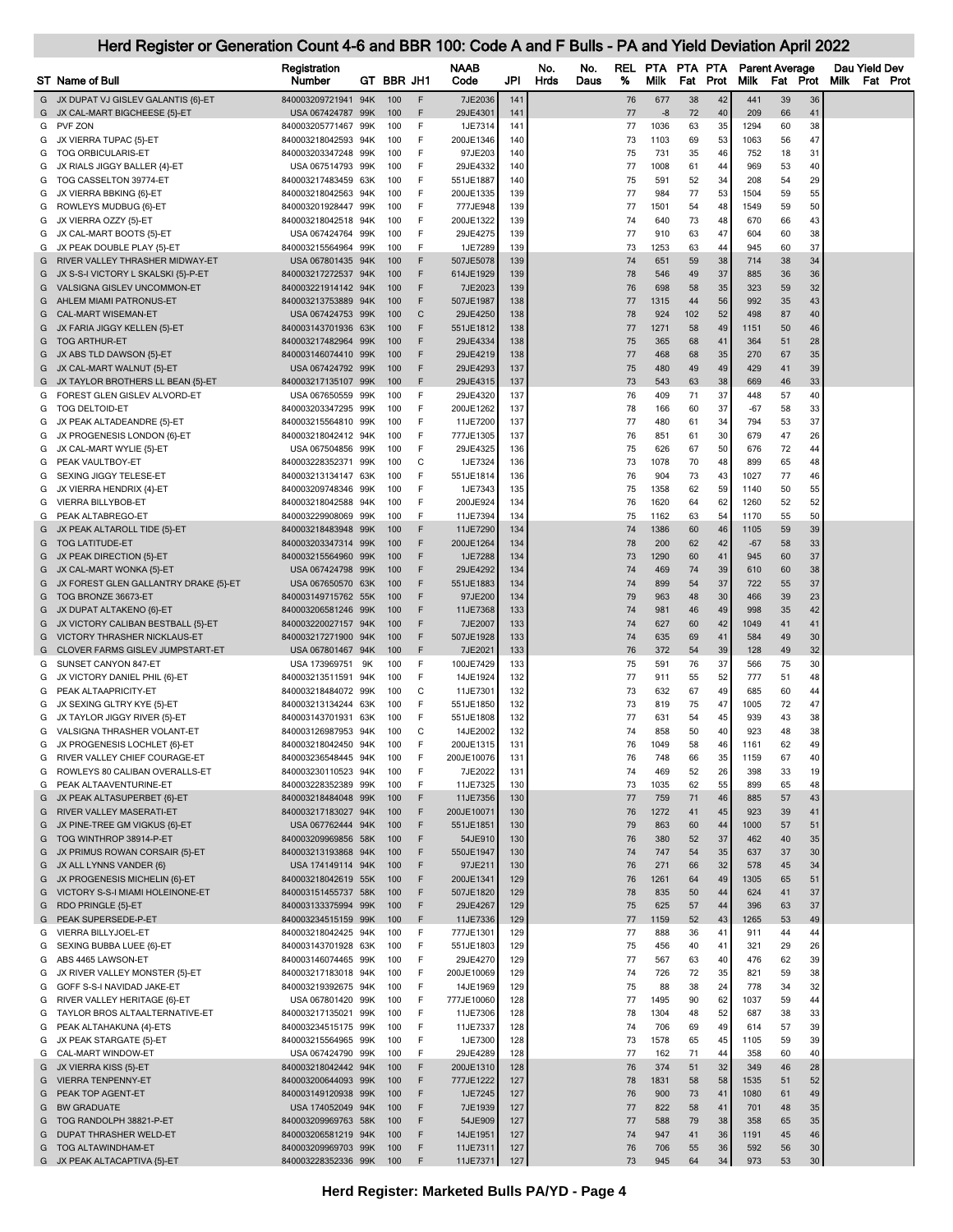# Herd Register or Generation Count 4-6 and BBR 100: Code A and F Bulls - PA and Yield Deviation April 2022

| ST | Name of Bull | Registration Number | GT | BBR | JH1 | NAAB Code | JPI | No. Hrds | No. Daus | REL % | PTA Milk | PTA Fat | PTA Prot | Parent Average Milk | Parent Average Fat | Parent Average Prot | Dau Yield Dev Milk | Dau Yield Dev Fat | Dau Yield Dev Prot |
|---|---|---|---|---|---|---|---|---|---|---|---|---|---|---|---|---|---|---|---|
| G | JX DUPAT VJ GISLEV GALANTIS {6}-ET | 840003209721941 | 94K | 100 | F | 7JE2036 | 141 | | | 76 | 677 | 38 | 42 | 441 | 39 | 36 | | | |
| G | JX CAL-MART BIGCHEESE {5}-ET | USA 067424787 | 99K | 100 | F | 29JE4301 | 141 | | | 77 | -8 | 72 | 40 | 209 | 66 | 41 | | | |
| G | PVF ZON | 840003205771467 | 99K | 100 | F | 1JE7314 | 141 | | | 77 | 1036 | 63 | 35 | 1294 | 60 | 38 | | | |
| G | JX VIERRA TUPAC {5}-ET | 840003218042593 | 94K | 100 | F | 200JE1346 | 140 | | | 73 | 1103 | 69 | 53 | 1063 | 56 | 47 | | | |
| G | TOG ORBICULARIS-ET | 840003203347248 | 99K | 100 | F | 97JE203 | 140 | | | 75 | 731 | 35 | 46 | 752 | 18 | 31 | | | |
| G | JX RIALS JIGGY BALLER {4}-ET | USA 067514793 | 99K | 100 | F | 29JE4332 | 140 | | | 77 | 1008 | 61 | 44 | 969 | 53 | 40 | | | |
| G | TOG CASSELTON 39774-ET | 840003217483459 | 63K | 100 | F | 551JE1887 | 140 | | | 75 | 591 | 52 | 34 | 208 | 54 | 29 | | | |
| G | JX VIERRA BBKING {6}-ET | 840003218042563 | 94K | 100 | F | 200JE1335 | 139 | | | 77 | 984 | 77 | 53 | 1504 | 59 | 55 | | | |
| G | ROWLEYS MUDBUG {6}-ET | 840003201928447 | 99K | 100 | F | 777JE948 | 139 | | | 77 | 1501 | 54 | 48 | 1549 | 59 | 50 | | | |
| G | JX VIERRA OZZY {5}-ET | 840003218042518 | 94K | 100 | F | 200JE1322 | 139 | | | 74 | 640 | 73 | 48 | 670 | 66 | 43 | | | |
| G | JX CAL-MART BOOTS {5}-ET | USA 067424764 | 99K | 100 | F | 29JE4275 | 139 | | | 77 | 910 | 63 | 47 | 604 | 60 | 38 | | | |
| G | JX PEAK DOUBLE PLAY {5}-ET | 840003215564964 | 99K | 100 | F | 1JE7289 | 139 | | | 73 | 1253 | 63 | 44 | 945 | 60 | 37 | | | |
| G | RIVER VALLEY THRASHER MIDWAY-ET | USA 067801435 | 94K | 100 | F | 507JE5078 | 139 | | | 74 | 651 | 59 | 38 | 714 | 38 | 34 | | | |
| G | JX S-S-I VICTORY L SKALSKI {5}-P-ET | 840003217272537 | 94K | 100 | F | 614JE1929 | 139 | | | 78 | 546 | 49 | 37 | 885 | 36 | 36 | | | |
| G | VALSIGNA GISLEV UNCOMMON-ET | 840003221914142 | 94K | 100 | F | 7JE2023 | 139 | | | 76 | 698 | 58 | 35 | 323 | 59 | 32 | | | |
| G | AHLEM MIAMI PATRONUS-ET | 840003213753889 | 94K | 100 | F | 507JE1987 | 138 | | | 77 | 1315 | 44 | 56 | 992 | 35 | 43 | | | |
| G | CAL-MART WISEMAN-ET | USA 067424753 | 99K | 100 | C | 29JE4250 | 138 | | | 78 | 924 | 102 | 52 | 498 | 87 | 40 | | | |
| G | JX FARIA JIGGY KELLEN {5}-ET | 840003143701936 | 63K | 100 | F | 551JE1812 | 138 | | | 77 | 1271 | 58 | 49 | 1151 | 50 | 46 | | | |
| G | TOG ARTHUR-ET | 840003217482964 | 99K | 100 | F | 29JE4334 | 138 | | | 75 | 365 | 68 | 41 | 364 | 51 | 28 | | | |
| G | JX ABS TLD DAWSON {5}-ET | 840003146074410 | 99K | 100 | F | 29JE4219 | 138 | | | 77 | 468 | 68 | 35 | 270 | 67 | 35 | | | |
| G | JX CAL-MART WALNUT {5}-ET | USA 067424792 | 99K | 100 | F | 29JE4293 | 137 | | | 75 | 480 | 49 | 49 | 429 | 41 | 39 | | | |
| G | JX TAYLOR BROTHERS LL BEAN {5}-ET | 840003217135107 | 99K | 100 | F | 29JE4315 | 137 | | | 73 | 543 | 63 | 38 | 669 | 46 | 33 | | | |
| G | FOREST GLEN GISLEV ALVORD-ET | USA 067650559 | 99K | 100 | F | 29JE4320 | 137 | | | 76 | 409 | 71 | 37 | 448 | 57 | 40 | | | |
| G | TOG DELTOID-ET | 840003203347295 | 99K | 100 | F | 200JE1262 | 137 | | | 78 | 166 | 60 | 37 | -67 | 58 | 33 | | | |
| G | JX PEAK ALTADEANDRE {5}-ET | 840003215564810 | 99K | 100 | F | 11JE7200 | 137 | | | 77 | 480 | 61 | 34 | 794 | 53 | 37 | | | |
| G | JX PROGENESIS LONDON {6}-ET | 840003218042412 | 94K | 100 | F | 777JE1305 | 137 | | | 76 | 851 | 61 | 30 | 679 | 47 | 26 | | | |
| G | JX CAL-MART WYLIE {5}-ET | USA 067504856 | 99K | 100 | F | 29JE4325 | 136 | | | 75 | 626 | 67 | 50 | 676 | 72 | 44 | | | |
| G | PEAK VAULTBOY-ET | 840003228352371 | 99K | 100 | C | 1JE7324 | 136 | | | 73 | 1078 | 70 | 48 | 899 | 65 | 48 | | | |
| G | SEXING JIGGY TELESE-ET | 840003213134147 | 63K | 100 | F | 551JE1814 | 136 | | | 76 | 904 | 73 | 43 | 1027 | 77 | 46 | | | |
| G | JX VIERRA HENDRIX {4}-ET | 840003209748346 | 99K | 100 | F | 1JE7343 | 135 | | | 75 | 1358 | 62 | 59 | 1140 | 50 | 55 | | | |
| G | VIERRA BILLYBOB-ET | 840003218042588 | 94K | 100 | F | 200JE924 | 134 | | | 76 | 1620 | 64 | 62 | 1260 | 52 | 52 | | | |
| G | PEAK ALTABREGO-ET | 840003229908069 | 99K | 100 | F | 11JE7394 | 134 | | | 75 | 1162 | 63 | 54 | 1170 | 55 | 50 | | | |
| G | JX PEAK ALTAROLL TIDE {5}-ET | 840003218483948 | 99K | 100 | F | 11JE7290 | 134 | | | 74 | 1386 | 60 | 46 | 1105 | 59 | 39 | | | |
| G | TOG LATITUDE-ET | 840003203347314 | 99K | 100 | F | 200JE1264 | 134 | | | 78 | 200 | 62 | 42 | -67 | 58 | 33 | | | |
| G | JX PEAK DIRECTION {5}-ET | 840003215564960 | 99K | 100 | F | 1JE7288 | 134 | | | 73 | 1290 | 60 | 41 | 945 | 60 | 37 | | | |
| G | JX CAL-MART WONKA {5}-ET | USA 067424798 | 99K | 100 | F | 29JE4292 | 134 | | | 74 | 469 | 74 | 39 | 610 | 60 | 38 | | | |
| G | JX FOREST GLEN GALLANTRY DRAKE {5}-ET | USA 067650570 | 63K | 100 | F | 551JE1883 | 134 | | | 74 | 899 | 54 | 37 | 722 | 55 | 37 | | | |
| G | TOG BRONZE 36673-ET | 840003149715762 | 55K | 100 | F | 97JE200 | 134 | | | 79 | 963 | 48 | 30 | 466 | 39 | 23 | | | |
| G | JX DUPAT ALTAKENO {6}-ET | 840003206581246 | 99K | 100 | F | 11JE7368 | 133 | | | 74 | 981 | 46 | 49 | 998 | 35 | 42 | | | |
| G | JX VICTORY CALIBAN BESTBALL {5}-ET | 840003220027157 | 94K | 100 | F | 7JE2007 | 133 | | | 74 | 627 | 60 | 42 | 1049 | 41 | 41 | | | |
| G | VICTORY THRASHER NICKLAUS-ET | 840003217271900 | 94K | 100 | F | 507JE1928 | 133 | | | 74 | 635 | 69 | 41 | 584 | 49 | 30 | | | |
| G | CLOVER FARMS GISLEV JUMPSTART-ET | USA 067801467 | 94K | 100 | F | 7JE2021 | 133 | | | 76 | 372 | 54 | 39 | 128 | 49 | 32 | | | |
| G | SUNSET CANYON 847-ET | USA 173969751 | 9K | 100 | F | 100JE7429 | 133 | | | 75 | 591 | 76 | 37 | 566 | 75 | 30 | | | |
| G | JX VICTORY DANIEL PHIL {6}-ET | 840003213511591 | 94K | 100 | F | 14JE1924 | 132 | | | 77 | 911 | 55 | 52 | 777 | 51 | 48 | | | |
| G | PEAK ALTAAPRICITY-ET | 840003218484072 | 99K | 100 | C | 11JE7301 | 132 | | | 73 | 632 | 67 | 49 | 685 | 60 | 44 | | | |
| G | JX SEXING GLTRY KYE {5}-ET | 840003213134244 | 63K | 100 | F | 551JE1850 | 132 | | | 73 | 819 | 75 | 47 | 1005 | 72 | 47 | | | |
| G | JX TAYLOR JIGGY RIVER {5}-ET | 840003143701931 | 63K | 100 | F | 551JE1808 | 132 | | | 77 | 631 | 54 | 45 | 939 | 43 | 38 | | | |
| G | VALSIGNA THRASHER VOLANT-ET | 840003126987953 | 94K | 100 | C | 14JE2002 | 132 | | | 74 | 858 | 50 | 40 | 923 | 48 | 38 | | | |
| G | JX PROGENESIS LOCHLET {6}-ET | 840003218042450 | 94K | 100 | F | 200JE1315 | 131 | | | 76 | 1049 | 58 | 46 | 1161 | 62 | 49 | | | |
| G | RIVER VALLEY CHIEF COURAGE-ET | 840003236548445 | 94K | 100 | F | 200JE10076 | 131 | | | 76 | 748 | 66 | 35 | 1159 | 67 | 40 | | | |
| G | ROWLEYS 80 CALIBAN OVERALLS-ET | 840003230110523 | 94K | 100 | F | 7JE2022 | 131 | | | 74 | 469 | 52 | 26 | 398 | 33 | 19 | | | |
| G | PEAK ALTAAVENTURINE-ET | 840003228352389 | 99K | 100 | F | 11JE7325 | 130 | | | 73 | 1035 | 62 | 55 | 899 | 65 | 48 | | | |
| G | JX PEAK ALTASUPERBET {6}-ET | 840003218484048 | 99K | 100 | F | 11JE7356 | 130 | | | 77 | 759 | 71 | 46 | 885 | 57 | 43 | | | |
| G | RIVER VALLEY MASERATI-ET | 840003217183027 | 94K | 100 | F | 200JE10071 | 130 | | | 76 | 1272 | 41 | 45 | 923 | 39 | 41 | | | |
| G | JX PINE-TREE GM VIGKUS {6}-ET | USA 067762444 | 94K | 100 | F | 551JE1851 | 130 | | | 79 | 863 | 60 | 44 | 1000 | 57 | 51 | | | |
| G | TOG WINTHROP 38914-P-ET | 840003209969856 | 58K | 100 | F | 54JE910 | 130 | | | 76 | 380 | 52 | 37 | 462 | 40 | 35 | | | |
| G | JX PRIMUS ROWAN CORSAIR {5}-ET | 840003213193868 | 94K | 100 | F | 550JE1947 | 130 | | | 74 | 747 | 54 | 35 | 637 | 37 | 30 | | | |
| G | JX ALL LYNNS VANDER {6} | USA 174149114 | 94K | 100 | F | 97JE211 | 130 | | | 76 | 271 | 66 | 32 | 578 | 45 | 34 | | | |
| G | JX PROGENESIS MICHELIN {6}-ET | 840003218042619 | 55K | 100 | F | 200JE1341 | 129 | | | 76 | 1261 | 64 | 49 | 1305 | 65 | 51 | | | |
| G | VICTORY S-S-I MIAMI HOLEINONE-ET | 840003151455737 | 58K | 100 | F | 507JE1820 | 129 | | | 78 | 835 | 50 | 44 | 624 | 41 | 37 | | | |
| G | RDO PRINGLE {5}-ET | 840003133375994 | 99K | 100 | F | 29JE4267 | 129 | | | 75 | 625 | 57 | 44 | 396 | 63 | 37 | | | |
| G | PEAK SUPERSEDE-P-ET | 840003234515159 | 99K | 100 | F | 11JE7336 | 129 | | | 77 | 1159 | 52 | 43 | 1265 | 53 | 49 | | | |
| G | VIERRA BILLYJOEL-ET | 840003218042425 | 94K | 100 | F | 777JE1301 | 129 | | | 77 | 888 | 36 | 41 | 911 | 44 | 44 | | | |
| G | SEXING BUBBA LUEE {6}-ET | 840003143701928 | 63K | 100 | F | 551JE1803 | 129 | | | 75 | 456 | 40 | 41 | 321 | 29 | 26 | | | |
| G | ABS 4465 LAWSON-ET | 840003146074465 | 99K | 100 | F | 29JE4270 | 129 | | | 77 | 567 | 63 | 40 | 476 | 62 | 39 | | | |
| G | JX RIVER VALLEY MONSTER {5}-ET | 840003217183018 | 94K | 100 | F | 200JE10069 | 129 | | | 74 | 726 | 72 | 35 | 821 | 59 | 38 | | | |
| G | GOFF S-S-I NAVIDAD JAKE-ET | 840003219392675 | 94K | 100 | F | 14JE1969 | 129 | | | 75 | 88 | 38 | 24 | 778 | 34 | 32 | | | |
| G | RIVER VALLEY HERITAGE {6}-ET | USA 067801420 | 99K | 100 | F | 777JE10060 | 128 | | | 77 | 1495 | 90 | 62 | 1037 | 59 | 44 | | | |
| G | TAYLOR BROS ALTAALTERNATIVE-ET | 840003217135021 | 99K | 100 | F | 11JE7306 | 128 | | | 78 | 1304 | 48 | 52 | 687 | 38 | 33 | | | |
| G | PEAK ALTAHAKUNA {4}-ETS | 840003234515175 | 99K | 100 | F | 11JE7337 | 128 | | | 74 | 706 | 69 | 49 | 614 | 57 | 39 | | | |
| G | JX PEAK STARGATE {5}-ET | 840003215564965 | 99K | 100 | F | 1JE7300 | 128 | | | 73 | 1578 | 65 | 45 | 1105 | 59 | 39 | | | |
| G | CAL-MART WINDOW-ET | USA 067424790 | 99K | 100 | F | 29JE4289 | 128 | | | 77 | 162 | 71 | 44 | 358 | 60 | 40 | | | |
| G | JX VIERRA KISS {5}-ET | 840003218042442 | 94K | 100 | F | 200JE1310 | 128 | | | 76 | 374 | 51 | 32 | 349 | 46 | 28 | | | |
| G | VIERRA TENPENNY-ET | 840003200644093 | 99K | 100 | F | 777JE1222 | 127 | | | 78 | 1831 | 58 | 58 | 1535 | 51 | 52 | | | |
| G | PEAK TOP AGENT-ET | 840003149120938 | 99K | 100 | F | 1JE7245 | 127 | | | 76 | 900 | 73 | 41 | 1080 | 61 | 49 | | | |
| G | BW GRADUATE | USA 174052049 | 94K | 100 | F | 7JE1939 | 127 | | | 77 | 822 | 58 | 41 | 701 | 48 | 35 | | | |
| G | TOG RANDOLPH 38821-P-ET | 840003209969763 | 58K | 100 | F | 54JE909 | 127 | | | 77 | 588 | 79 | 38 | 358 | 65 | 35 | | | |
| G | DUPAT THRASHER WELD-ET | 840003206581219 | 94K | 100 | F | 14JE1951 | 127 | | | 74 | 947 | 41 | 36 | 1191 | 45 | 46 | | | |
| G | TOG ALTAWINDHAM-ET | 840003209969703 | 99K | 100 | F | 11JE7311 | 127 | | | 76 | 706 | 55 | 36 | 592 | 56 | 30 | | | |
| G | JX PEAK ALTACAPTIVA {5}-ET | 840003228352336 | 99K | 100 | F | 11JE7371 | 127 | | | 73 | 945 | 64 | 34 | 973 | 53 | 30 | | | |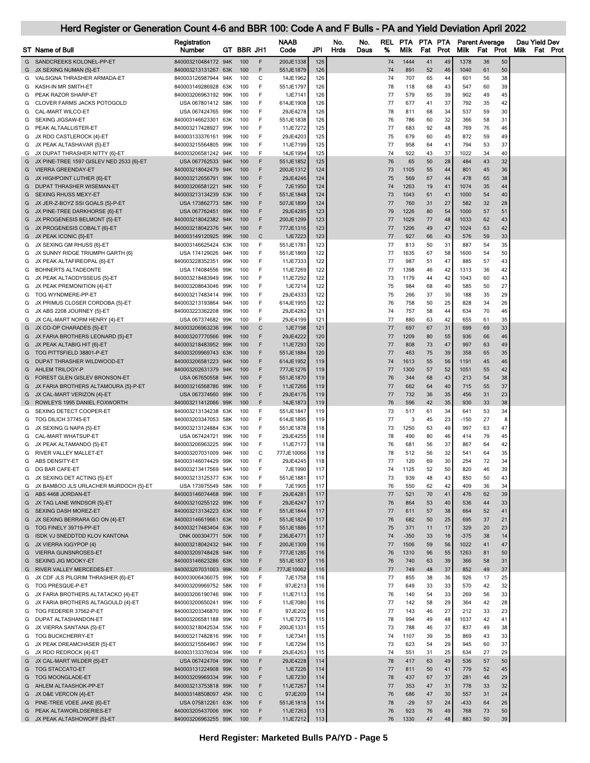# Herd Register or Generation Count 4-6 and BBR 100: Code A and F Bulls - PA and Yield Deviation April 2022

| ST | Name of Bull | Registration Number | GT | BBR | JH1 | NAAB Code | JPI | No. Hrds | No. Daus | REL % | PTA Milk | PTA Fat | PTA Prot | Parent Average Milk | Parent Average Fat | Parent Average Prot | Dau Yield Dev Milk | Dau Yield Dev Fat | Dau Yield Dev Prot |
|---|---|---|---|---|---|---|---|---|---|---|---|---|---|---|---|---|---|---|---|
| G | SANDCREEKS KOLONEL-PP-ET | 840003210484172 | 94K | 100 | F | 200JE1338 | 126 | | | 74 | 1444 | 41 | 49 | 1378 | 36 | 50 | | | |
| G | JX SEXING NUMAN {5}-ET | 840003213131267 | 63K | 100 | F | 551JE1879 | 126 | | | 74 | 891 | 52 | 46 | 1040 | 61 | 50 | | | |
| G | VALSIGNA THRASHER ARMADA-ET | 840003126987944 | 94K | 100 | C | 14JE1962 | 126 | | | 74 | 707 | 65 | 44 | 601 | 56 | 38 | | | |
| G | KASH-IN MR SMITH-ET | 840003149286928 | 63K | 100 | F | 551JE1797 | 126 | | | 78 | 118 | 68 | 43 | 547 | 60 | 39 | | | |
| G | PEAK RAZOR SHARP-ET | 840003206963192 | 99K | 100 | F | 1JE7141 | 126 | | | 77 | 579 | 65 | 39 | 902 | 49 | 45 | | | |
| G | CLOVER FARMS JACKS POTOGOLD | USA 067801412 | 58K | 100 | F | 614JE1908 | 126 | | | 77 | 677 | 41 | 37 | 792 | 35 | 42 | | | |
| G | CAL-MART WILCO-ET | USA 067424765 | 99K | 100 | F | 29JE4278 | 126 | | | 78 | 811 | 68 | 34 | 537 | 59 | 30 | | | |
| G | SEXING JIGSAW-ET | 840003146623301 | 63K | 100 | F | 551JE1838 | 126 | | | 76 | 786 | 60 | 32 | 366 | 58 | 31 | | | |
| G | PEAK ALTAALLISTER-ET | 840003217428927 | 99K | 100 | F | 11JE7272 | 125 | | | 77 | 683 | 92 | 48 | 769 | 76 | 46 | | | |
| G | JX RDO CASTLEROCK {4}-ET | 840003133376161 | 99K | 100 | F | 29JE4203 | 125 | | | 75 | 679 | 60 | 45 | 872 | 59 | 49 | | | |
| G | JX PEAK ALTASHAVAR {5}-ET | 840003215564805 | 99K | 100 | F | 11JE7199 | 125 | | | 77 | 958 | 64 | 41 | 794 | 53 | 37 | | | |
| G | JX DUPAT THRASHER NITTY {6}-ET | 840003206581242 | 94K | 100 | F | 14JE1994 | 125 | | | 74 | 922 | 43 | 37 | 1022 | 34 | 40 | | | |
| G | JX PINE-TREE 1597 GISLEV NED 2533 {6}-ET | USA 067762533 | 94K | 100 | F | 551JE1852 | 125 | | | 76 | 65 | 50 | 28 | 484 | 43 | 32 | | | |
| G | VIERRA GREENDAY-ET | 840003218042479 | 94K | 100 | F | 200JE1312 | 124 | | | 73 | 1105 | 55 | 44 | 801 | 45 | 36 | | | |
| G | JX HIGHPOINT LUTHER {6}-ET | 840003212656791 | 99K | 100 | F | 29JE4246 | 124 | | | 75 | 569 | 67 | 44 | 478 | 65 | 38 | | | |
| G | DUPAT THRASHER WISEMAN-ET | 840003206581221 | 94K | 100 | F | 7JE1950 | 124 | | | 74 | 1263 | 19 | 41 | 1074 | 35 | 44 | | | |
| G | SEXING RHUSS MEXY-ET | 840003213134239 | 63K | 100 | F | 551JE1848 | 124 | | | 73 | 1043 | 61 | 41 | 1000 | 54 | 40 | | | |
| G | JX JER-Z-BOYZ SSI GOALS {5}-P-ET | USA 173862773 | 58K | 100 | F | 507JE1899 | 124 | | | 77 | 760 | 31 | 27 | 582 | 32 | 28 | | | |
| G | JX PINE-TREE DARKHORSE {6}-ET | USA 067762451 | 99K | 100 | F | 29JE4285 | 123 | | | 79 | 1226 | 80 | 54 | 1000 | 57 | 51 | | | |
| G | JX PROGENESIS BELMONT {5}-ET | 840003218042382 | 94K | 100 | F | 200JE1299 | 123 | | | 77 | 1029 | 77 | 48 | 1033 | 62 | 43 | | | |
| G | JX PROGENESIS COBALT {6}-ET | 840003218042376 | 94K | 100 | F | 777JE1316 | 123 | | | 77 | 1206 | 49 | 47 | 1024 | 63 | 42 | | | |
| G | JX PEAK ICONIC {5}-ET | 840003149120925 | 99K | 100 | C | 1JE7223 | 123 | | | 77 | 927 | 66 | 43 | 576 | 59 | 33 | | | |
| G | JX SEXING GM RHUSS {6}-ET | 840003146625424 | 63K | 100 | F | 551JE1781 | 123 | | | 77 | 813 | 50 | 31 | 887 | 54 | 35 | | | |
| G | JX SUNNY RIDGE TRIUMPH GARTH {6} | USA 174129026 | 94K | 100 | F | 551JE1869 | 122 | | | 77 | 1635 | 67 | 58 | 1600 | 54 | 50 | | | |
| G | JX PEAK ALTAFIREOPAL {6}-ET | 840003228352351 | 99K | 100 | F | 11JE7333 | 122 | | | 77 | 987 | 51 | 47 | 885 | 57 | 43 | | | |
| G | BOHNERTS ALTADEONTE | USA 174084556 | 99K | 100 | F | 11JE7269 | 122 | | | 77 | 1398 | 46 | 42 | 1313 | 36 | 42 | | | |
| G | JX PEAK ALTAODYSSEUS {5}-ET | 840003218483949 | 99K | 100 | F | 11JE7292 | 122 | | | 73 | 1179 | 44 | 42 | 1043 | 60 | 43 | | | |
| G | JX PEAK PREMONITION {4}-ET | 840003208643046 | 99K | 100 | F | 1JE7214 | 122 | | | 75 | 984 | 68 | 40 | 585 | 50 | 27 | | | |
| G | TOG WYNDMERE-PP-ET | 840003217483414 | 99K | 100 | F | 29JE4333 | 122 | | | 75 | 266 | 37 | 30 | 188 | 35 | 29 | | | |
| G | JX PRIMUS CLOSER CORDOBA {5}-ET | 840003213193864 | 94K | 100 | F | 614JE1955 | 122 | | | 76 | 758 | 50 | 25 | 828 | 34 | 26 | | | |
| G | JX ABS 2208 JOURNEY {5}-ET | 840003223362208 | 99K | 100 | F | 29JE4282 | 121 | | | 74 | 757 | 58 | 44 | 634 | 70 | 46 | | | |
| G | JX CAL-MART NORM HENRY {4}-ET | USA 067374682 | 99K | 100 | F | 29JE4199 | 121 | | | 77 | 880 | 63 | 42 | 655 | 61 | 35 | | | |
| G | JX CO-OP CHARADES {5}-ET | 840003206963236 | 99K | 100 | C | 1JE7198 | 121 | | | 77 | 697 | 67 | 31 | 699 | 69 | 33 | | | |
| G | JX FARIA BROTHERS LEONARD {5}-ET | 840003207770566 | 99K | 100 | F | 29JE4222 | 120 | | | 77 | 1209 | 80 | 55 | 936 | 66 | 46 | | | |
| G | JX PEAK ALTABIG HIT {6}-ET | 840003218483952 | 99K | 100 | F | 11JE7293 | 120 | | | 77 | 808 | 73 | 47 | 997 | 63 | 49 | | | |
| G | TOG PITTSFIELD 38801-P-ET | 840003209969743 | 63K | 100 | F | 551JE1884 | 120 | | | 77 | 463 | 75 | 39 | 358 | 65 | 35 | | | |
| G | DUPAT THRASHER WILDWOOD-ET | 840003206581223 | 94K | 100 | F | 614JE1952 | 119 | | | 74 | 1613 | 55 | 56 | 1191 | 45 | 46 | | | |
| G | AHLEM TRILOGY-P | 840003202631379 | 94K | 100 | F | 777JE1276 | 119 | | | 77 | 1300 | 57 | 52 | 1051 | 55 | 42 | | | |
| G | FOREST GLEN GISLEV BRONSON-ET | USA 067650558 | 94K | 100 | F | 551JE1870 | 119 | | | 76 | 344 | 68 | 43 | 213 | 54 | 38 | | | |
| G | JX FARIA BROTHERS ALTAMOURA {5}-P-ET | 840003216568786 | 99K | 100 | F | 11JE7266 | 119 | | | 77 | 662 | 64 | 40 | 715 | 55 | 37 | | | |
| G | JX CAL-MART VERIZON {4}-ET | USA 067374660 | 99K | 100 | F | 29JE4176 | 119 | | | 77 | 732 | 36 | 35 | 456 | 31 | 23 | | | |
| G | ROWLEYS 1995 DANIEL FOXWORTH | 840003211412066 | 99K | 100 | F | 14JE1873 | 119 | | | 76 | 596 | 42 | 35 | 930 | 33 | 38 | | | |
| G | SEXING DETECT COOPER-ET | 840003213134238 | 63K | 100 | F | 551JE1847 | 119 | | | 73 | 517 | 61 | 34 | 641 | 53 | 34 | | | |
| G | TOG DILICH 37745-ET | 840003203347053 | 58K | 100 | F | 614JE1895 | 119 | | | 77 | 3 | 45 | 23 | -150 | 27 | 8 | | | |
| G | JX SEXING G NAPA {5}-ET | 840003213124884 | 63K | 100 | F | 551JE1878 | 118 | | | 73 | 1250 | 63 | 49 | 997 | 63 | 47 | | | |
| G | CAL-MART WHATSUP-ET | USA 067424721 | 99K | 100 | F | 29JE4255 | 118 | | | 78 | 490 | 80 | 46 | 414 | 79 | 45 | | | |
| G | JX PEAK ALTAMANDO {5}-ET | 840003206963225 | 99K | 100 | F | 11JE7177 | 118 | | | 76 | 681 | 56 | 37 | 867 | 64 | 42 | | | |
| G | RIVER VALLEY MALLET-ET | 840003207031009 | 94K | 100 | C | 777JE10066 | 118 | | | 78 | 512 | 56 | 32 | 541 | 64 | 35 | | | |
| G | ABS DENSITY-ET | 840003146074429 | 99K | 100 | F | 29JE4245 | 118 | | | 77 | 120 | 69 | 30 | 254 | 72 | 34 | | | |
| G | DG BAR CAFE-ET | 840003213417569 | 94K | 100 | F | 7JE1990 | 117 | | | 74 | 1125 | 52 | 50 | 820 | 46 | 39 | | | |
| G | JX SEXING DET ACTING {5}-ET | 840003213125377 | 63K | 100 | F | 551JE1881 | 117 | | | 73 | 939 | 48 | 43 | 850 | 50 | 43 | | | |
| G | JX BAMBOO JLS URLACHER MURDOCH {5}-ET | USA 173975549 | 58K | 100 | F | 7JE1905 | 117 | | | 76 | 550 | 62 | 42 | 409 | 36 | 34 | | | |
| G | ABS 4468 JORDAN-ET | 840003146074468 | 99K | 100 | F | 29JE4281 | 117 | | | 77 | 521 | 70 | 41 | 476 | 62 | 39 | | | |
| G | JX TAG LANE WINDSOR {5}-ET | 840003210255122 | 99K | 100 | F | 29JE4247 | 117 | | | 76 | 864 | 53 | 40 | 536 | 44 | 33 | | | |
| G | SEXING DASH MOREZ-ET | 840003213134223 | 63K | 100 | F | 551JE1844 | 117 | | | 77 | 611 | 57 | 38 | 664 | 52 | 41 | | | |
| G | JX SEXING BERRARA GO ON {4}-ET | 840003146619661 | 63K | 100 | F | 551JE1824 | 117 | | | 76 | 682 | 50 | 25 | 695 | 37 | 21 | | | |
| G | TOG FINELY 39719-PP-ET | 840003217483404 | 63K | 100 | F | 551JE1886 | 117 | | | 75 | 371 | 11 | 17 | 329 | 20 | 23 | | | |
| G | ISDK VJ SNEDDTDD KLOV KANTONA | DNK 000304771 | 50K | 100 | F | 236JE4771 | 117 | | | 74 | -350 | 33 | 16 | -375 | 38 | 14 | | | |
| G | JX VIERRA IGGYPOP {4} | 840003218042432 | 94K | 100 | F | 200JE1309 | 116 | | | 77 | 1506 | 59 | 56 | 1022 | 41 | 47 | | | |
| G | VIERRA GUNSNROSES-ET | 840003209748428 | 94K | 100 | F | 777JE1285 | 116 | | | 76 | 1310 | 96 | 55 | 1263 | 81 | 50 | | | |
| G | SEXING JIG MOOKY-ET | 840003146623286 | 63K | 100 | F | 551JE1837 | 116 | | | 76 | 740 | 63 | 39 | 366 | 58 | 31 | | | |
| G | RIVER VALLEY MERCEDES-ET | 840003207031003 | 99K | 100 | F | 777JE10062 | 116 | | | 77 | 749 | 48 | 37 | 852 | 49 | 37 | | | |
| G | JX CDF JLS PILGRIM THRASHER {6}-ET | 840003006436075 | 99K | 100 | F | 7JE1758 | 116 | | | 77 | 855 | 38 | 36 | 926 | 17 | 25 | | | |
| G | TOG PRESQUE-P-ET | 840003209969752 | 58K | 100 | F | 97JE213 | 116 | | | 77 | 649 | 33 | 33 | 570 | 42 | 32 | | | |
| G | JX FARIA BROTHERS ALTATACKO {4}-ET | 840003206190746 | 99K | 100 | F | 11JE7113 | 116 | | | 76 | 140 | 54 | 33 | 269 | 56 | 33 | | | |
| G | JX FARIA BROTHERS ALTAGOULD {4}-ET | 840003200650241 | 99K | 100 | F | 11JE7080 | 116 | | | 77 | 142 | 58 | 29 | 364 | 42 | 28 | | | |
| G | TOG FEDERER 37562-P-ET | 840003203346870 | 99K | 100 | F | 97JE202 | 116 | | | 77 | 143 | 46 | 27 | 212 | 33 | 23 | | | |
| G | DUPAT ALTASHANDON-ET | 840003206581188 | 99K | 100 | F | 11JE7275 | 115 | | | 78 | 994 | 49 | 48 | 1037 | 42 | 41 | | | |
| G | JX VIERRA SANTANA {5}-ET | 840003218042534 | 55K | 100 | F | 200JE1331 | 115 | | | 73 | 788 | 46 | 37 | 837 | 49 | 38 | | | |
| G | TOG BUCKCHERRY-ET | 840003217482816 | 99K | 100 | F | 1JE7341 | 115 | | | 74 | 1107 | 39 | 35 | 869 | 43 | 33 | | | |
| G | JX PEAK DREAMCHASER {5}-ET | 840003215564967 | 99K | 100 | F | 1JE7294 | 115 | | | 73 | 623 | 54 | 29 | 945 | 60 | 37 | | | |
| G | JX RDO REDROCK {4}-ET | 840003133376034 | 99K | 100 | F | 29JE4263 | 115 | | | 74 | 551 | 31 | 25 | 634 | 27 | 29 | | | |
| G | JX CAL-MART WILDER {5}-ET | USA 067424704 | 99K | 100 | F | 29JE4228 | 114 | | | 78 | 417 | 63 | 49 | 536 | 57 | 50 | | | |
| G | TOG STACCATO-ET | 840003131224908 | 99K | 100 | F | 1JE7226 | 114 | | | 77 | 811 | 50 | 41 | 779 | 52 | 45 | | | |
| G | TOG MOONGLADE-ET | 840003209969334 | 99K | 100 | F | 1JE7230 | 114 | | | 78 | 437 | 67 | 37 | 281 | 46 | 29 | | | |
| G | AHLEM ALTAASHOK-PP-ET | 840003213753818 | 99K | 100 | F | 11JE7267 | 114 | | | 77 | 353 | 47 | 31 | 778 | 33 | 32 | | | |
| G | JX D&E VERCON {4}-ET | 840003148508097 | 45K | 100 | C | 97JE209 | 114 | | | 76 | 686 | 47 | 30 | 557 | 31 | 24 | | | |
| G | PINE-TREE VDEE JAKE {6}-ET | USA 075812261 | 63K | 100 | F | 551JE1818 | 114 | | | 78 | -29 | 57 | 24 | -433 | 64 | 26 | | | |
| G | PEAK ALTAWORLDSERIES-ET | 840003205437006 | 99K | 100 | F | 11JE7263 | 113 | | | 76 | 923 | 76 | 49 | 768 | 73 | 50 | | | |
| G | JX PEAK ALTASHOWOFF {5}-ET | 840003206963255 | 99K | 100 | F | 11JE7212 | 113 | | | 76 | 1330 | 47 | 48 | 883 | 50 | 39 | | | |

Herd Register: Marketed Bulls PA/YD - Page 5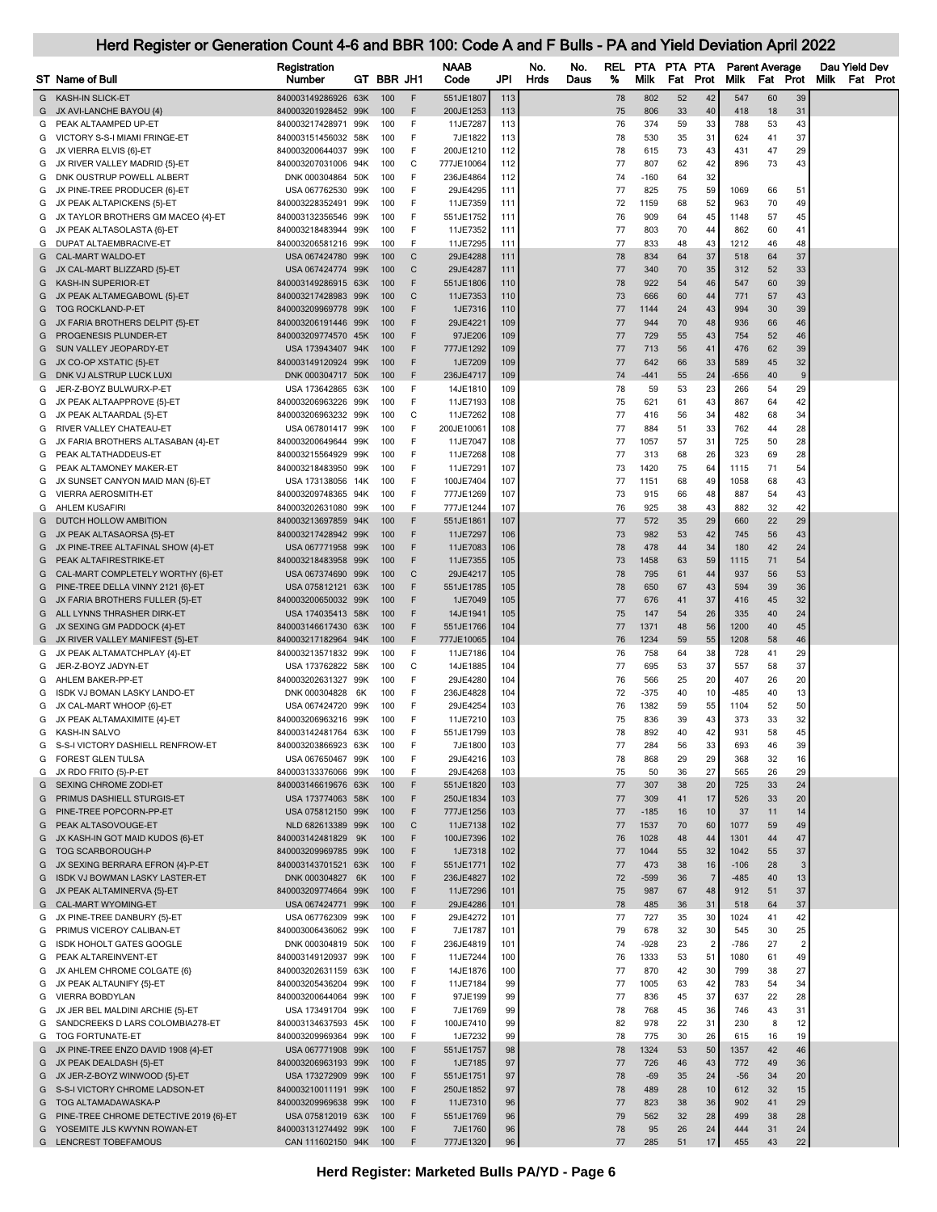# Herd Register or Generation Count 4-6 and BBR 100: Code A and F Bulls - PA and Yield Deviation April 2022

| ST | Name of Bull | Registration Number | GT | BBR | JH1 | NAAB Code | JPI | No. Hrds | No. Daus | REL % | PTA Milk | PTA Fat | PTA Prot | Parent Average Milk | Parent Average Fat | Parent Average Prot | Dau Yield Dev Milk | Dau Yield Dev Fat | Dau Yield Dev Prot |
|---|---|---|---|---|---|---|---|---|---|---|---|---|---|---|---|---|---|---|---|
| G | KASH-IN SLICK-ET | 840003149286926 | 63K | 100 | F | 551JE1807 | 113 | | | 78 | 802 | 52 | 42 | 547 | 60 | 39 | | | |
| G | JX AVI-LANCHE BAYOU {4} | 840003201928452 | 99K | 100 | F | 200JE1253 | 113 | | | 75 | 806 | 33 | 40 | 418 | 18 | 31 | | | |
| G | PEAK ALTAAMPED UP-ET | 840003217428971 | 99K | 100 | F | 11JE7287 | 113 | | | 76 | 374 | 59 | 33 | 788 | 53 | 43 | | | |
| G | VICTORY S-S-I MIAMI FRINGE-ET | 840003151456032 | 58K | 100 | F | 7JE1822 | 113 | | | 78 | 530 | 35 | 31 | 624 | 41 | 37 | | | |
| G | JX VIERRA ELVIS {6}-ET | 840003200644037 | 99K | 100 | F | 200JE1210 | 112 | | | 78 | 615 | 73 | 43 | 431 | 47 | 29 | | | |
| G | JX RIVER VALLEY MADRID {5}-ET | 840003207031006 | 94K | 100 | C | 777JE10064 | 112 | | | 77 | 807 | 62 | 42 | 896 | 73 | 43 | | | |
| G | DNK OUSTRUP POWELL ALBERT | DNK 000304864 | 50K | 100 | F | 236JE4864 | 112 | | | 74 | -160 | 64 | 32 | | | | | | |
| G | JX PINE-TREE PRODUCER {6}-ET | USA 067762530 | 99K | 100 | F | 29JE4295 | 111 | | | 77 | 825 | 75 | 59 | 1069 | 66 | 51 | | | |
| G | JX PEAK ALTAPICKENS {5}-ET | 840003228352491 | 99K | 100 | F | 11JE7359 | 111 | | | 72 | 1159 | 68 | 52 | 963 | 70 | 49 | | | |
| G | JX TAYLOR BROTHERS GM MACEO {4}-ET | 840003132356546 | 99K | 100 | F | 551JE1752 | 111 | | | 76 | 909 | 64 | 45 | 1148 | 57 | 45 | | | |
| G | JX PEAK ALTASOLASTA {6}-ET | 840003218483944 | 99K | 100 | F | 11JE7352 | 111 | | | 77 | 803 | 70 | 44 | 862 | 60 | 41 | | | |
| G | DUPAT ALTAEMBRACIVE-ET | 840003206581216 | 99K | 100 | F | 11JE7295 | 111 | | | 77 | 833 | 48 | 43 | 1212 | 46 | 48 | | | |
| G | CAL-MART WALDO-ET | USA 067424780 | 99K | 100 | C | 29JE4288 | 111 | | | 78 | 834 | 64 | 37 | 518 | 64 | 37 | | | |
| G | JX CAL-MART BLIZZARD {5}-ET | USA 067424774 | 99K | 100 | C | 29JE4287 | 111 | | | 77 | 340 | 70 | 35 | 312 | 52 | 33 | | | |
| G | KASH-IN SUPERIOR-ET | 840003149286915 | 63K | 100 | F | 551JE1806 | 110 | | | 78 | 922 | 54 | 46 | 547 | 60 | 39 | | | |
| G | JX PEAK ALTAMEGABOWL {5}-ET | 840003217428983 | 99K | 100 | C | 11JE7353 | 110 | | | 73 | 666 | 60 | 44 | 771 | 57 | 43 | | | |
| G | TOG ROCKLAND-P-ET | 840003209969778 | 99K | 100 | F | 1JE7316 | 110 | | | 77 | 1144 | 24 | 43 | 994 | 30 | 39 | | | |
| G | JX FARIA BROTHERS DELPIT {5}-ET | 840003206191446 | 99K | 100 | F | 29JE4221 | 109 | | | 77 | 944 | 70 | 48 | 936 | 66 | 46 | | | |
| G | PROGENESIS PLUNDER-ET | 840003209774570 | 45K | 100 | F | 97JE206 | 109 | | | 77 | 729 | 55 | 43 | 754 | 52 | 46 | | | |
| G | SUN VALLEY JEOPARDY-ET | USA 173943407 | 94K | 100 | F | 777JE1292 | 109 | | | 77 | 713 | 56 | 41 | 476 | 62 | 39 | | | |
| G | JX CO-OP XSTATIC {5}-ET | 840003149120924 | 99K | 100 | F | 1JE7209 | 109 | | | 77 | 642 | 66 | 33 | 589 | 45 | 32 | | | |
| G | DNK VJ ALSTRUP LUCK LUXI | DNK 000304717 | 50K | 100 | F | 236JE4717 | 109 | | | 74 | -441 | 55 | 24 | -656 | 40 | 9 | | | |
| G | JER-Z-BOYZ BULWURX-P-ET | USA 173642865 | 63K | 100 | F | 14JE1810 | 109 | | | 78 | 59 | 53 | 23 | 266 | 54 | 29 | | | |
| G | JX PEAK ALTAAPPROVE {5}-ET | 840003206963226 | 99K | 100 | F | 11JE7193 | 108 | | | 75 | 621 | 61 | 43 | 867 | 64 | 42 | | | |
| G | JX PEAK ALTAARDAL {5}-ET | 840003206963232 | 99K | 100 | C | 11JE7262 | 108 | | | 77 | 416 | 56 | 34 | 482 | 68 | 34 | | | |
| G | RIVER VALLEY CHATEAU-ET | USA 067801417 | 99K | 100 | F | 200JE10061 | 108 | | | 77 | 884 | 51 | 33 | 762 | 44 | 28 | | | |
| G | JX FARIA BROTHERS ALTASABAN {4}-ET | 840003200649644 | 99K | 100 | F | 11JE7047 | 108 | | | 77 | 1057 | 57 | 31 | 725 | 50 | 28 | | | |
| G | PEAK ALTATHADDEUS-ET | 840003215564929 | 99K | 100 | F | 11JE7268 | 108 | | | 77 | 313 | 68 | 26 | 323 | 69 | 28 | | | |
| G | PEAK ALTAMONEY MAKER-ET | 840003218483950 | 99K | 100 | F | 11JE7291 | 107 | | | 73 | 1420 | 75 | 64 | 1115 | 71 | 54 | | | |
| G | JX SUNSET CANYON MAID MAN {6}-ET | USA 173138056 | 14K | 100 | F | 100JE7404 | 107 | | | 77 | 1151 | 68 | 49 | 1058 | 68 | 43 | | | |
| G | VIERRA AEROSMITH-ET | 840003209748365 | 94K | 100 | F | 777JE1269 | 107 | | | 73 | 915 | 66 | 48 | 887 | 54 | 43 | | | |
| G | AHLEM KUSAFIRI | 840003202631080 | 99K | 100 | F | 777JE1244 | 107 | | | 76 | 925 | 38 | 43 | 882 | 32 | 42 | | | |
| G | DUTCH HOLLOW AMBITION | 840003213697859 | 94K | 100 | F | 551JE1861 | 107 | | | 77 | 572 | 35 | 29 | 660 | 22 | 29 | | | |
| G | JX PEAK ALTASAORSA {5}-ET | 840003217428942 | 99K | 100 | F | 11JE7297 | 106 | | | 73 | 982 | 53 | 42 | 745 | 56 | 43 | | | |
| G | JX PINE-TREE ALTAFINAL SHOW {4}-ET | USA 067771958 | 99K | 100 | F | 11JE7083 | 106 | | | 78 | 478 | 44 | 34 | 180 | 42 | 24 | | | |
| G | PEAK ALTAFIRESTRIKE-ET | 840003218483958 | 99K | 100 | F | 11JE7355 | 105 | | | 73 | 1458 | 63 | 59 | 1115 | 71 | 54 | | | |
| G | CAL-MART COMPLETELY WORTHY {6}-ET | USA 067374690 | 99K | 100 | C | 29JE4217 | 105 | | | 78 | 795 | 61 | 44 | 937 | 56 | 53 | | | |
| G | PINE-TREE DELLA VINNY 2121 {6}-ET | USA 075812121 | 63K | 100 | F | 551JE1785 | 105 | | | 78 | 650 | 67 | 43 | 594 | 39 | 36 | | | |
| G | JX FARIA BROTHERS FULLER {5}-ET | 840003200650032 | 99K | 100 | F | 1JE7049 | 105 | | | 77 | 676 | 41 | 37 | 416 | 45 | 32 | | | |
| G | ALL LYNNS THRASHER DIRK-ET | USA 174035413 | 58K | 100 | F | 14JE1941 | 105 | | | 75 | 147 | 54 | 26 | 335 | 40 | 24 | | | |
| G | JX SEXING GM PADDOCK {4}-ET | 840003146617430 | 63K | 100 | F | 551JE1766 | 104 | | | 77 | 1371 | 48 | 56 | 1200 | 40 | 45 | | | |
| G | JX RIVER VALLEY MANIFEST {5}-ET | 840003217182964 | 94K | 100 | F | 777JE10065 | 104 | | | 76 | 1234 | 59 | 55 | 1208 | 58 | 46 | | | |
| G | JX PEAK ALTAMATCHPLAY {4}-ET | 840003213571832 | 99K | 100 | F | 11JE7186 | 104 | | | 76 | 758 | 64 | 38 | 728 | 41 | 29 | | | |
| G | JER-Z-BOYZ JADYN-ET | USA 173762822 | 58K | 100 | C | 14JE1885 | 104 | | | 77 | 695 | 53 | 37 | 557 | 58 | 37 | | | |
| G | AHLEM BAKER-PP-ET | 840003202631327 | 99K | 100 | F | 29JE4280 | 104 | | | 76 | 566 | 25 | 20 | 407 | 26 | 20 | | | |
| G | ISDK VJ BOMAN LASKY LANDO-ET | DNK 000304828 | 6K | 100 | F | 236JE4828 | 104 | | | 72 | -375 | 40 | 10 | -485 | 40 | 13 | | | |
| G | JX CAL-MART WHOOP {6}-ET | USA 067424720 | 99K | 100 | F | 29JE4254 | 103 | | | 76 | 1382 | 59 | 55 | 1104 | 52 | 50 | | | |
| G | JX PEAK ALTAMAXIMITE {4}-ET | 840003206963216 | 99K | 100 | F | 11JE7210 | 103 | | | 75 | 836 | 39 | 43 | 373 | 33 | 32 | | | |
| G | KASH-IN SALVO | 840003142481764 | 63K | 100 | F | 551JE1799 | 103 | | | 78 | 892 | 40 | 42 | 931 | 58 | 45 | | | |
| G | S-S-I VICTORY DASHIELL RENFROW-ET | 840003203866923 | 63K | 100 | F | 7JE1800 | 103 | | | 77 | 284 | 56 | 33 | 693 | 46 | 39 | | | |
| G | FOREST GLEN TULSA | USA 067650467 | 99K | 100 | F | 29JE4216 | 103 | | | 78 | 868 | 29 | 29 | 368 | 32 | 16 | | | |
| G | JX RDO FRITO {5}-P-ET | 840003133376066 | 99K | 100 | F | 29JE4268 | 103 | | | 75 | 50 | 36 | 27 | 565 | 26 | 29 | | | |
| G | SEXING CHROME ZODI-ET | 840003146619676 | 63K | 100 | F | 551JE1820 | 103 | | | 77 | 307 | 38 | 20 | 725 | 33 | 24 | | | |
| G | PRIMUS DASHIELL STURGIS-ET | USA 173774063 | 58K | 100 | F | 250JE1834 | 103 | | | 77 | 309 | 41 | 17 | 526 | 33 | 20 | | | |
| G | PINE-TREE POPCORN-PP-ET | USA 075812150 | 99K | 100 | F | 777JE1256 | 103 | | | 77 | -185 | 16 | 10 | 37 | 11 | 14 | | | |
| G | PEAK ALTASOVOUGE-ET | NLD 682613389 | 99K | 100 | C | 11JE7138 | 102 | | | 77 | 1537 | 70 | 60 | 1077 | 59 | 49 | | | |
| G | JX KASH-IN GOT MAID KUDOS {6}-ET | 840003142481829 | 9K | 100 | F | 100JE7396 | 102 | | | 76 | 1028 | 48 | 44 | 1301 | 44 | 47 | | | |
| G | TOG SCARBOROUGH-P | 840003209969785 | 99K | 100 | F | 1JE7318 | 102 | | | 77 | 1044 | 55 | 32 | 1042 | 55 | 37 | | | |
| G | JX SEXING BERRARA EFRON {4}-P-ET | 840003143701521 | 63K | 100 | F | 551JE1771 | 102 | | | 77 | 473 | 38 | 16 | -106 | 28 | 3 | | | |
| G | ISDK VJ BOWMAN LASKY LASTER-ET | DNK 000304827 | 6K | 100 | F | 236JE4827 | 102 | | | 72 | -599 | 36 | 7 | -485 | 40 | 13 | | | |
| G | JX PEAK ALTAMINERVA {5}-ET | 840003209774664 | 99K | 100 | F | 11JE7296 | 101 | | | 75 | 987 | 67 | 48 | 912 | 51 | 37 | | | |
| G | CAL-MART WYOMING-ET | USA 067424771 | 99K | 100 | F | 29JE4286 | 101 | | | 78 | 485 | 36 | 31 | 518 | 64 | 37 | | | |
| G | JX PINE-TREE DANBURY {5}-ET | USA 067762309 | 99K | 100 | F | 29JE4272 | 101 | | | 77 | 727 | 35 | 30 | 1024 | 41 | 42 | | | |
| G | PRIMUS VICEROY CALIBAN-ET | 840003006436062 | 99K | 100 | F | 7JE1787 | 101 | | | 79 | 678 | 32 | 30 | 545 | 30 | 25 | | | |
| G | ISDK HOHOLT GATES GOOGLE | DNK 000304819 | 50K | 100 | F | 236JE4819 | 101 | | | 74 | -928 | 23 | 2 | -786 | 27 | 2 | | | |
| G | PEAK ALTAREINVENT-ET | 840003149120937 | 99K | 100 | F | 11JE7244 | 100 | | | 76 | 1333 | 53 | 51 | 1080 | 61 | 49 | | | |
| G | JX AHLEM CHROME COLGATE {6} | 840003202631159 | 63K | 100 | F | 14JE1876 | 100 | | | 77 | 870 | 42 | 30 | 799 | 38 | 27 | | | |
| G | JX PEAK ALTAUNIFY {5}-ET | 840003205436204 | 99K | 100 | F | 11JE7184 | 99 | | | 77 | 1005 | 63 | 42 | 783 | 54 | 34 | | | |
| G | VIERRA BOBDYLAN | 840003200644064 | 99K | 100 | F | 97JE199 | 99 | | | 77 | 836 | 45 | 37 | 637 | 22 | 28 | | | |
| G | JX JER BEL MALDINI ARCHIE {5}-ET | USA 173491704 | 99K | 100 | F | 7JE1769 | 99 | | | 78 | 768 | 45 | 36 | 746 | 43 | 31 | | | |
| G | SANDCREEKS D LARS COLOMBIA278-ET | 840003134637593 | 45K | 100 | F | 100JE7410 | 99 | | | 82 | 978 | 22 | 31 | 230 | 8 | 12 | | | |
| G | TOG FORTUNATE-ET | 840003209969364 | 99K | 100 | F | 1JE7232 | 99 | | | 78 | 775 | 30 | 26 | 615 | 16 | 19 | | | |
| G | JX PINE-TREE ENZO DAVID 1908 {4}-ET | USA 067771908 | 99K | 100 | F | 551JE1757 | 98 | | | 78 | 1324 | 53 | 50 | 1357 | 42 | 46 | | | |
| G | JX PEAK DEALDASH {5}-ET | 840003206963193 | 99K | 100 | F | 1JE7185 | 97 | | | 77 | 726 | 46 | 43 | 772 | 49 | 36 | | | |
| G | JX JER-Z-BOYZ WINWOOD {5}-ET | USA 173272909 | 99K | 100 | F | 551JE1751 | 97 | | | 78 | -69 | 35 | 24 | -56 | 34 | 20 | | | |
| G | S-S-I VICTORY CHROME LADSON-ET | 840003210011191 | 99K | 100 | F | 250JE1852 | 97 | | | 78 | 489 | 28 | 10 | 612 | 32 | 15 | | | |
| G | TOG ALTAMADAWASKA-P | 840003209969638 | 99K | 100 | F | 11JE7310 | 96 | | | 77 | 823 | 38 | 36 | 902 | 41 | 29 | | | |
| G | PINE-TREE CHROME DETECTIVE 2019 {6}-ET | USA 075812019 | 63K | 100 | F | 551JE1769 | 96 | | | 79 | 562 | 32 | 28 | 499 | 38 | 28 | | | |
| G | YOSEMITE JLS KWYNN ROWAN-ET | 840003131274492 | 99K | 100 | F | 7JE1760 | 96 | | | 78 | 95 | 26 | 24 | 444 | 31 | 24 | | | |
| G | LENCREST TOBEFAMOUS | CAN 111602150 | 94K | 100 | F | 777JE1320 | 96 | | | 77 | 285 | 51 | 17 | 455 | 43 | 22 | | | |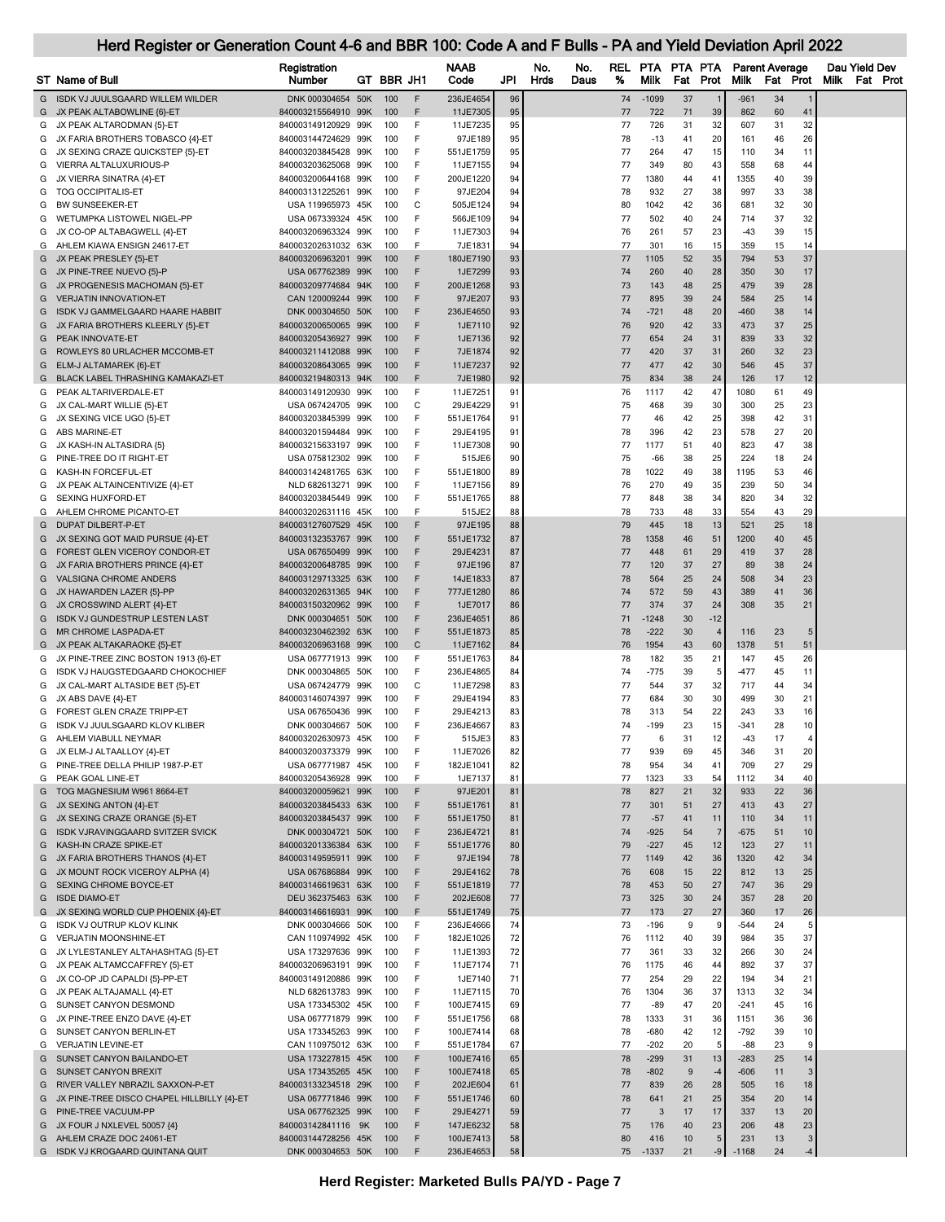# Herd Register or Generation Count 4-6 and BBR 100: Code A and F Bulls - PA and Yield Deviation April 2022

| ST | Name of Bull | Registration Number | GT | BBR | JH1 | NAAB Code | JPI | No. Hrds | No. Daus | REL % | PTA Milk | PTA Fat | PTA Prot | Parent Average Milk | Parent Average Fat | Parent Average Prot | Dau Yield Dev Milk | Dau Yield Dev Fat | Dau Yield Dev Prot |
|---|---|---|---|---|---|---|---|---|---|---|---|---|---|---|---|---|---|---|---|
| G | ISDK VJ JUULSGAARD WILLEM WILDER | DNK 000304654 | 50K | 100 | F | 236JE4654 | 96 | | | 74 | -1099 | 37 | 1 | -961 | 34 | 1 | | | |
| G | JX PEAK ALTABOWLINE {6}-ET | 840003215564910 | 99K | 100 | F | 11JE7305 | 95 | | | 77 | 722 | 71 | 39 | 862 | 60 | 41 | | | |
| G | JX PEAK ALTARODMAN {5}-ET | 840003149120929 | 99K | 100 | F | 11JE7235 | 95 | | | 77 | 726 | 31 | 32 | 607 | 31 | 32 | | | |
| G | JX FARIA BROTHERS TOBASCO {4}-ET | 840003144724629 | 99K | 100 | F | 97JE189 | 95 | | | 78 | -13 | 41 | 20 | 161 | 46 | 26 | | | |
| G | JX SEXING CRAZE QUICKSTEP {5}-ET | 840003203845428 | 99K | 100 | F | 551JE1759 | 95 | | | 77 | 264 | 47 | 15 | 110 | 34 | 11 | | | |
| G | VIERRA ALTALUXURIOUS-P | 840003203626058 | 99K | 100 | F | 11JE7155 | 94 | | | 77 | 349 | 80 | 43 | 558 | 68 | 44 | | | |
| G | JX VIERRA SINATRA {4}-ET | 840003200644168 | 99K | 100 | F | 200JE1220 | 94 | | | 77 | 1380 | 44 | 41 | 1355 | 40 | 39 | | | |
| G | TOG OCCIPITALIS-ET | 840003131225261 | 99K | 100 | F | 97JE204 | 94 | | | 78 | 932 | 27 | 38 | 997 | 33 | 38 | | | |
| G | BW SUNSEEKER-ET | USA 119965973 | 45K | 100 | C | 505JE124 | 94 | | | 80 | 1042 | 42 | 36 | 681 | 32 | 30 | | | |
| G | WETUMPKA LISTOWEL NIGEL-PP | USA 067339324 | 45K | 100 | F | 566JE109 | 94 | | | 77 | 502 | 40 | 24 | 714 | 37 | 32 | | | |
| G | JX CO-OP ALTABAGWELL {4}-ET | 840003206963324 | 99K | 100 | F | 11JE7303 | 94 | | | 76 | 261 | 57 | 23 | -43 | 39 | 15 | | | |
| G | AHLEM KIAWA ENSIGN 24617-ET | 840003202631032 | 63K | 100 | F | 7JE1831 | 94 | | | 77 | 301 | 16 | 15 | 359 | 15 | 14 | | | |
| G | JX PEAK PRESLEY {5}-ET | 840003206963201 | 99K | 100 | F | 180JE7190 | 93 | | | 77 | 1105 | 52 | 35 | 794 | 53 | 37 | | | |
| G | JX PINE-TREE NUEVO {5}-P | USA 067762389 | 99K | 100 | F | 1JE7299 | 93 | | | 74 | 260 | 40 | 28 | 350 | 30 | 17 | | | |
| G | JX PROGENESIS MACHOMAN {5}-ET | 840003209774684 | 94K | 100 | F | 200JE1268 | 93 | | | 73 | 143 | 48 | 25 | 479 | 39 | 28 | | | |
| G | VERJATIN INNOVATION-ET | CAN 120009244 | 99K | 100 | F | 97JE207 | 93 | | | 77 | 895 | 39 | 24 | 584 | 25 | 14 | | | |
| G | ISDK VJ GAMMELGAARD HAARE HABBIT | DNK 000304650 | 50K | 100 | F | 236JE4650 | 93 | | | 74 | -721 | 48 | 20 | -460 | 38 | 14 | | | |
| G | JX FARIA BROTHERS KLEERLY {5}-ET | 840003200650065 | 99K | 100 | F | 1JE7110 | 92 | | | 76 | 920 | 42 | 33 | 473 | 37 | 25 | | | |
| G | PEAK INNOVATE-ET | 840003205436927 | 99K | 100 | F | 1JE7136 | 92 | | | 77 | 654 | 24 | 31 | 839 | 33 | 32 | | | |
| G | ROWLEYS 80 URLACHER MCCOMB-ET | 840003211412088 | 99K | 100 | F | 7JE1874 | 92 | | | 77 | 420 | 37 | 31 | 260 | 32 | 23 | | | |
| G | ELM-J ALTAMAREK {6}-ET | 840003208643065 | 99K | 100 | F | 11JE7237 | 92 | | | 77 | 477 | 42 | 30 | 546 | 45 | 37 | | | |
| G | BLACK LABEL THRASHING KAMAKAZI-ET | 840003219480313 | 94K | 100 | F | 7JE1980 | 92 | | | 75 | 834 | 38 | 24 | 126 | 17 | 12 | | | |
| G | PEAK ALTARIVERDALE-ET | 840003149120930 | 99K | 100 | F | 11JE7251 | 91 | | | 76 | 1117 | 42 | 47 | 1080 | 61 | 49 | | | |
| G | JX CAL-MART WILLIE {5}-ET | USA 067424705 | 99K | 100 | C | 29JE4229 | 91 | | | 75 | 468 | 39 | 30 | 300 | 25 | 23 | | | |
| G | JX SEXING VICE UGO {5}-ET | 840003203845399 | 99K | 100 | F | 551JE1764 | 91 | | | 77 | 46 | 42 | 25 | 398 | 42 | 31 | | | |
| G | ABS MARINE-ET | 840003201594484 | 99K | 100 | F | 29JE4195 | 91 | | | 78 | 396 | 42 | 23 | 578 | 27 | 20 | | | |
| G | JX KASH-IN ALTASIDRA {5} | 840003215633197 | 99K | 100 | F | 11JE7308 | 90 | | | 77 | 1177 | 51 | 40 | 823 | 47 | 38 | | | |
| G | PINE-TREE DO IT RIGHT-ET | USA 075812302 | 99K | 100 | F | 515JE6 | 90 | | | 75 | -66 | 38 | 25 | 224 | 18 | 24 | | | |
| G | KASH-IN FORCEFUL-ET | 840003142481765 | 63K | 100 | F | 551JE1800 | 89 | | | 78 | 1022 | 49 | 38 | 1195 | 53 | 46 | | | |
| G | JX PEAK ALTAINCENTIVIZE {4}-ET | NLD 682613271 | 99K | 100 | F | 11JE7156 | 89 | | | 76 | 270 | 49 | 35 | 239 | 50 | 34 | | | |
| G | SEXING HUXFORD-ET | 840003203845449 | 99K | 100 | F | 551JE1765 | 88 | | | 77 | 848 | 38 | 34 | 820 | 34 | 32 | | | |
| G | AHLEM CHROME PICANTO-ET | 840003202631116 | 45K | 100 | F | 515JE2 | 88 | | | 78 | 733 | 48 | 33 | 554 | 43 | 29 | | | |
| G | DUPAT DILBERT-P-ET | 840003127607529 | 45K | 100 | F | 97JE195 | 88 | | | 79 | 445 | 18 | 13 | 521 | 25 | 18 | | | |
| G | JX SEXING GOT MAID PURSUE {4}-ET | 840003132353767 | 99K | 100 | F | 551JE1732 | 87 | | | 78 | 1358 | 46 | 51 | 1200 | 40 | 45 | | | |
| G | FOREST GLEN VICEROY CONDOR-ET | USA 067650499 | 99K | 100 | F | 29JE4231 | 87 | | | 77 | 448 | 61 | 29 | 419 | 37 | 28 | | | |
| G | JX FARIA BROTHERS PRINCE {4}-ET | 840003200648785 | 99K | 100 | F | 97JE196 | 87 | | | 77 | 120 | 37 | 27 | 89 | 38 | 24 | | | |
| G | VALSIGNA CHROME ANDERS | 840003129713325 | 63K | 100 | F | 14JE1833 | 87 | | | 78 | 564 | 25 | 24 | 508 | 34 | 23 | | | |
| G | JX HAWARDEN LAZER {5}-PP | 840003202631365 | 94K | 100 | F | 777JE1280 | 86 | | | 74 | 572 | 59 | 43 | 389 | 41 | 36 | | | |
| G | JX CROSSWIND ALERT {4}-ET | 840003150320962 | 99K | 100 | F | 1JE7017 | 86 | | | 77 | 374 | 37 | 24 | 308 | 35 | 21 | | | |
| G | ISDK VJ GUNDESTRUP LESTEN LAST | DNK 000304651 | 50K | 100 | F | 236JE4651 | 86 | | | 71 | -1248 | 30 | -12 | | | | | | |
| G | MR CHROME LASPADA-ET | 840003230462392 | 63K | 100 | F | 551JE1873 | 85 | | | 78 | -222 | 30 | 4 | 116 | 23 | 5 | | | |
| G | JX PEAK ALTAKARAOKE {5}-ET | 840003206963168 | 99K | 100 | C | 11JE7162 | 84 | | | 76 | 1954 | 43 | 60 | 1378 | 51 | 51 | | | |
| G | JX PINE-TREE ZINC BOSTON 1913 {6}-ET | USA 067771913 | 99K | 100 | F | 551JE1763 | 84 | | | 78 | 182 | 35 | 21 | 147 | 45 | 26 | | | |
| G | ISDK VJ HAUGSTEDGAARD CHOKOCHIEF | DNK 000304865 | 50K | 100 | F | 236JE4865 | 84 | | | 74 | -775 | 39 | 5 | -477 | 45 | 11 | | | |
| G | JX CAL-MART ALTASIDE BET {5}-ET | USA 067424779 | 99K | 100 | C | 11JE7298 | 83 | | | 77 | 544 | 37 | 32 | 717 | 44 | 34 | | | |
| G | JX ABS DAVE {4}-ET | 840003146074397 | 99K | 100 | F | 29JE4194 | 83 | | | 77 | 684 | 30 | 30 | 499 | 30 | 21 | | | |
| G | FOREST GLEN CRAZE TRIPP-ET | USA 067650436 | 99K | 100 | F | 29JE4213 | 83 | | | 78 | 313 | 54 | 22 | 243 | 33 | 16 | | | |
| G | ISDK VJ JUULSGAARD KLOV KLIBER | DNK 000304667 | 50K | 100 | F | 236JE4667 | 83 | | | 74 | -199 | 23 | 15 | -341 | 28 | 10 | | | |
| G | AHLEM VIABULL NEYMAR | 840003202630973 | 45K | 100 | F | 515JE3 | 83 | | | 77 | 6 | 31 | 12 | -43 | 17 | 4 | | | |
| G | JX ELM-J ALTAALLOY {4}-ET | 840003200373379 | 99K | 100 | F | 11JE7026 | 82 | | | 77 | 939 | 69 | 45 | 346 | 31 | 20 | | | |
| G | PINE-TREE DELLA PHILIP 1987-P-ET | USA 067771987 | 45K | 100 | F | 182JE1041 | 82 | | | 78 | 954 | 34 | 41 | 709 | 27 | 29 | | | |
| G | PEAK GOAL LINE-ET | 840003205436928 | 99K | 100 | F | 1JE7137 | 81 | | | 77 | 1323 | 33 | 54 | 1112 | 34 | 40 | | | |
| G | TOG MAGNESIUM W961 8664-ET | 840003200059621 | 99K | 100 | F | 97JE201 | 81 | | | 78 | 827 | 21 | 32 | 933 | 22 | 36 | | | |
| G | JX SEXING ANTON {4}-ET | 840003203845433 | 63K | 100 | F | 551JE1761 | 81 | | | 77 | 301 | 51 | 27 | 413 | 43 | 27 | | | |
| G | JX SEXING CRAZE ORANGE {5}-ET | 840003203845437 | 99K | 100 | F | 551JE1750 | 81 | | | 77 | -57 | 41 | 11 | 110 | 34 | 11 | | | |
| G | ISDK VJRAVINGGAARD SVITZER SVICK | DNK 000304721 | 50K | 100 | F | 236JE4721 | 81 | | | 74 | -925 | 54 | 7 | -675 | 51 | 10 | | | |
| G | KASH-IN CRAZE SPIKE-ET | 840003201336384 | 63K | 100 | F | 551JE1776 | 80 | | | 79 | -227 | 45 | 12 | 123 | 27 | 11 | | | |
| G | JX FARIA BROTHERS THANOS {4}-ET | 840003149595911 | 99K | 100 | F | 97JE194 | 78 | | | 77 | 1149 | 42 | 36 | 1320 | 42 | 34 | | | |
| G | JX MOUNT ROCK VICEROY ALPHA {4} | USA 067686884 | 99K | 100 | F | 29JE4162 | 78 | | | 76 | 608 | 15 | 22 | 812 | 13 | 25 | | | |
| G | SEXING CHROME BOYCE-ET | 840003146619631 | 63K | 100 | F | 551JE1819 | 77 | | | 78 | 453 | 50 | 27 | 747 | 36 | 29 | | | |
| G | ISDE DIAMO-ET | DEU 362375463 | 63K | 100 | F | 202JE608 | 77 | | | 73 | 325 | 30 | 24 | 357 | 28 | 20 | | | |
| G | JX SEXING WORLD CUP PHOENIX {4}-ET | 840003146616931 | 99K | 100 | F | 551JE1749 | 75 | | | 77 | 173 | 27 | 27 | 360 | 17 | 26 | | | |
| G | ISDK VJ OUTRUP KLOV KLINK | DNK 000304666 | 50K | 100 | F | 236JE4666 | 74 | | | 73 | -196 | 9 | 9 | -544 | 24 | 5 | | | |
| G | VERJATIN MOONSHINE-ET | CAN 110974992 | 45K | 100 | F | 182JE1026 | 72 | | | 76 | 1112 | 40 | 39 | 984 | 35 | 37 | | | |
| G | JX LYLESTANLEY ALTAHASHTAG {5}-ET | USA 173297636 | 99K | 100 | F | 11JE1393 | 72 | | | 77 | 361 | 33 | 32 | 266 | 30 | 24 | | | |
| G | JX PEAK ALTAMCCAFFREY {5}-ET | 840003206963191 | 99K | 100 | F | 11JE7174 | 71 | | | 76 | 1175 | 46 | 44 | 892 | 37 | 37 | | | |
| G | JX CO-OP JD CAPALDI {5}-PP-ET | 840003149120886 | 99K | 100 | F | 1JE7140 | 71 | | | 77 | 254 | 29 | 22 | 194 | 34 | 21 | | | |
| G | JX PEAK ALTAJAMALL {4}-ET | NLD 682613783 | 99K | 100 | F | 11JE7115 | 70 | | | 76 | 1304 | 36 | 37 | 1313 | 32 | 34 | | | |
| G | SUNSET CANYON DESMOND | USA 173345302 | 45K | 100 | F | 100JE7415 | 69 | | | 77 | -89 | 47 | 20 | -241 | 45 | 16 | | | |
| G | JX PINE-TREE ENZO DAVE {4}-ET | USA 067771879 | 99K | 100 | F | 551JE1756 | 68 | | | 78 | 1333 | 31 | 36 | 1151 | 36 | 36 | | | |
| G | SUNSET CANYON BERLIN-ET | USA 173345263 | 99K | 100 | F | 100JE7414 | 68 | | | 78 | -680 | 42 | 12 | -792 | 39 | 10 | | | |
| G | VERJATIN LEVINE-ET | CAN 110975012 | 63K | 100 | F | 551JE1784 | 67 | | | 77 | -202 | 20 | 5 | -88 | 23 | 9 | | | |
| G | SUNSET CANYON BAILANDO-ET | USA 173227815 | 45K | 100 | F | 100JE7416 | 65 | | | 78 | -299 | 31 | 13 | -283 | 25 | 14 | | | |
| G | SUNSET CANYON BREXIT | USA 173435265 | 45K | 100 | F | 100JE7418 | 65 | | | 78 | -802 | 9 | -4 | -606 | 11 | 3 | | | |
| G | RIVER VALLEY NBRAZIL SAXXON-P-ET | 840003133234518 | 29K | 100 | F | 202JE604 | 61 | | | 77 | 839 | 26 | 28 | 505 | 16 | 18 | | | |
| G | JX PINE-TREE DISCO CHAPEL HILLBILLY {4}-ET | USA 067771846 | 99K | 100 | F | 551JE1746 | 60 | | | 78 | 641 | 21 | 25 | 354 | 20 | 14 | | | |
| G | PINE-TREE VACUUM-PP | USA 067762325 | 99K | 100 | F | 29JE4271 | 59 | | | 77 | 3 | 17 | 17 | 337 | 13 | 20 | | | |
| G | JX FOUR J NXLEVEL 50057 {4} | 840003142841116 | 9K | 100 | F | 147JE6232 | 58 | | | 75 | 176 | 40 | 23 | 206 | 48 | 23 | | | |
| G | AHLEM CRAZE DOC 24061-ET | 840003144728256 | 45K | 100 | F | 100JE7413 | 58 | | | 80 | 416 | 10 | 5 | 231 | 13 | 3 | | | |
| G | ISDK VJ KROGAARD QUINTANA QUIT | DNK 000304653 | 50K | 100 | F | 236JE4653 | 58 | | | 75 | -1337 | 21 | -9 | -1168 | 24 | -4 | | | |

Herd Register: Marketed Bulls PA/YD - Page 7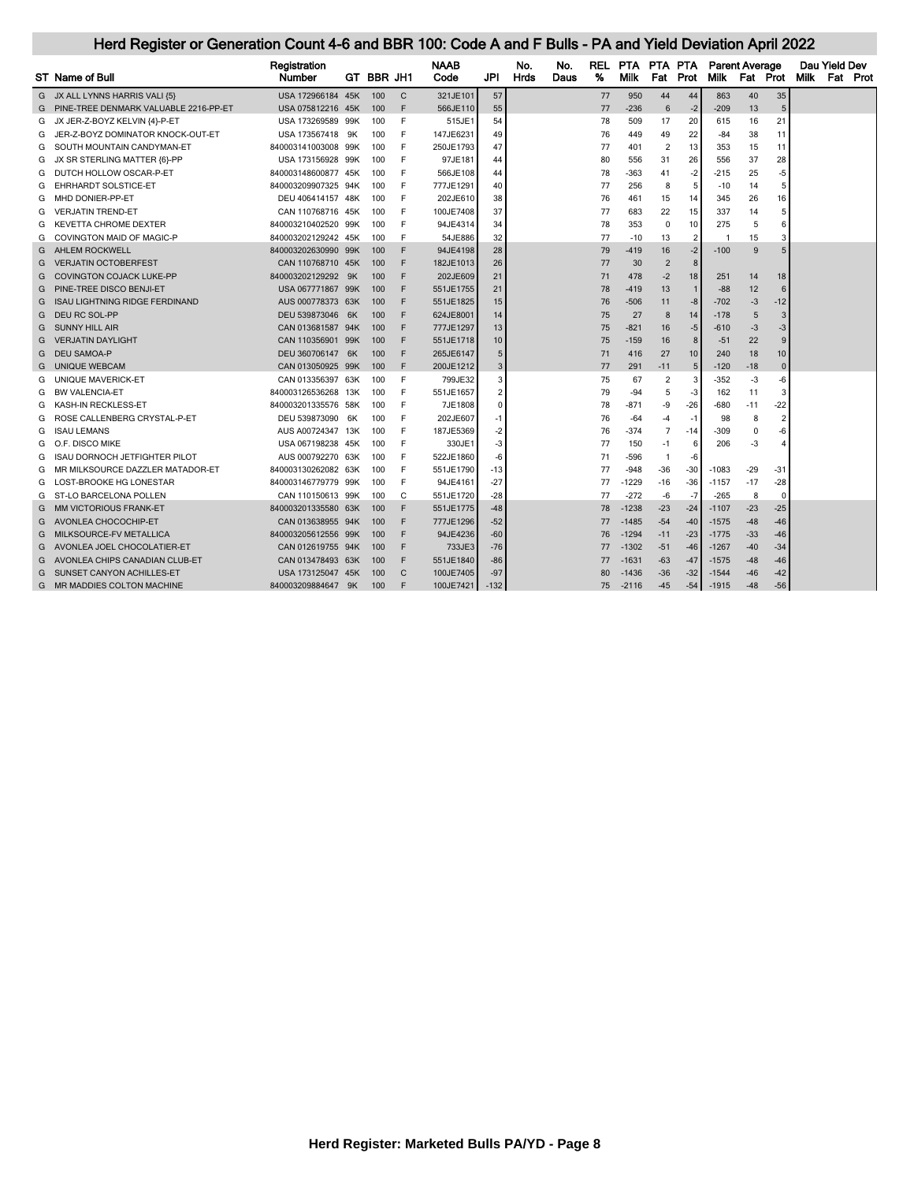# Herd Register or Generation Count 4-6 and BBR 100: Code A and F Bulls - PA and Yield Deviation April 2022

| ST | Name of Bull | Registration Number | GT | BBR | JH1 | NAAB Code | JPI | No. Hrds | No. Daus | REL % | PTA Milk | PTA Fat | PTA Prot | Parent Average Milk | Parent Average Fat | Parent Average Prot | Dau Yield Dev Milk | Dau Yield Dev Fat | Dau Yield Dev Prot |
|---|---|---|---|---|---|---|---|---|---|---|---|---|---|---|---|---|---|---|---|
| G | JX ALL LYNNS HARRIS VALI {5} | USA 172966184 | 45K | 100 | C | 321JE101 | 57 | | | 77 | 950 | 44 | 44 | 863 | 40 | 35 | | | |
| G | PINE-TREE DENMARK VALUABLE 2216-PP-ET | USA 075812216 | 45K | 100 | F | 566JE110 | 55 | | | 77 | -236 | 6 | -2 | -209 | 13 | 5 | | | |
| G | JX JER-Z-BOYZ KELVIN {4}-P-ET | USA 173269589 | 99K | 100 | F | 515JE1 | 54 | | | 78 | 509 | 17 | 20 | 615 | 16 | 21 | | | |
| G | JER-Z-BOYZ DOMINATOR KNOCK-OUT-ET | USA 173567418 | 9K | 100 | F | 147JE6231 | 49 | | | 76 | 449 | 49 | 22 | -84 | 38 | 11 | | | |
| G | SOUTH MOUNTAIN CANDYMAN-ET | 840003141003008 | 99K | 100 | F | 250JE1793 | 47 | | | 77 | 401 | 2 | 13 | 353 | 15 | 11 | | | |
| G | JX SR STERLING MATTER {6}-PP | USA 173156928 | 99K | 100 | F | 97JE181 | 44 | | | 80 | 556 | 31 | 26 | 556 | 37 | 28 | | | |
| G | DUTCH HOLLOW OSCAR-P-ET | 840003148600877 | 45K | 100 | F | 566JE108 | 44 | | | 78 | -363 | 41 | -2 | -215 | 25 | -5 | | | |
| G | EHRHARDT SOLSTICE-ET | 840003209907325 | 94K | 100 | F | 777JE1291 | 40 | | | 77 | 256 | 8 | 5 | -10 | 14 | 5 | | | |
| G | MHD DONIER-PP-ET | DEU 406414157 | 48K | 100 | F | 202JE610 | 38 | | | 76 | 461 | 15 | 14 | 345 | 26 | 16 | | | |
| G | VERJATIN TREND-ET | CAN 110768716 | 45K | 100 | F | 100JE7408 | 37 | | | 77 | 683 | 22 | 15 | 337 | 14 | 5 | | | |
| G | KEVETTA CHROME DEXTER | 840003210402520 | 99K | 100 | F | 94JE4314 | 34 | | | 78 | 353 | 0 | 10 | 275 | 5 | 6 | | | |
| G | COVINGTON MAID OF MAGIC-P | 840003202129242 | 45K | 100 | F | 54JE886 | 32 | | | 77 | -10 | 13 | 2 | 1 | 15 | 3 | | | |
| G | AHLEM ROCKWELL | 840003202630990 | 99K | 100 | F | 94JE4198 | 28 | | | 79 | -419 | 16 | -2 | -100 | 9 | 5 | | | |
| G | VERJATIN OCTOBERFEST | CAN 110768710 | 45K | 100 | F | 182JE1013 | 26 | | | 77 | 30 | 2 | 8 | | | | | | |
| G | COVINGTON COJACK LUKE-PP | 840003202129292 | 9K | 100 | F | 202JE609 | 21 | | | 71 | 478 | -2 | 18 | 251 | 14 | 18 | | | |
| G | PINE-TREE DISCO BENJI-ET | USA 067771867 | 99K | 100 | F | 551JE1755 | 21 | | | 78 | -419 | 13 | 1 | -88 | 12 | 6 | | | |
| G | ISAU LIGHTNING RIDGE FERDINAND | AUS 000778373 | 63K | 100 | F | 551JE1825 | 15 | | | 76 | -506 | 11 | -8 | -702 | -3 | -12 | | | |
| G | DEU RC SOL-PP | DEU 539873046 | 6K | 100 | F | 624JE8001 | 14 | | | 75 | 27 | 8 | 14 | -178 | 5 | 3 | | | |
| G | SUNNY HILL AIR | CAN 013681587 | 94K | 100 | F | 777JE1297 | 13 | | | 75 | -821 | 16 | -5 | -610 | -3 | -3 | | | |
| G | VERJATIN DAYLIGHT | CAN 110356901 | 99K | 100 | F | 551JE1718 | 10 | | | 75 | -159 | 16 | 8 | -51 | 22 | 9 | | | |
| G | DEU SAMOA-P | DEU 360706147 | 6K | 100 | F | 265JE6147 | 5 | | | 71 | 416 | 27 | 10 | 240 | 18 | 10 | | | |
| G | UNIQUE WEBCAM | CAN 013050925 | 99K | 100 | F | 200JE1212 | 3 | | | 77 | 291 | -11 | 5 | -120 | -18 | 0 | | | |
| G | UNIQUE MAVERICK-ET | CAN 013356397 | 63K | 100 | F | 799JE32 | 3 | | | 75 | 67 | 2 | 3 | -352 | -3 | -6 | | | |
| G | BW VALENCIA-ET | 840003126536268 | 13K | 100 | F | 551JE1657 | 2 | | | 79 | -94 | 5 | -3 | 162 | 11 | 3 | | | |
| G | KASH-IN RECKLESS-ET | 840003201335576 | 58K | 100 | F | 7JE1808 | 0 | | | 78 | -871 | -9 | -26 | -680 | -11 | -22 | | | |
| G | ROSE CALLENBERG CRYSTAL-P-ET | DEU 539873090 | 6K | 100 | F | 202JE607 | -1 | | | 76 | -64 | -4 | -1 | 98 | 8 | 2 | | | |
| G | ISAU LEMANS | AUS A00724347 | 13K | 100 | F | 187JE5369 | -2 | | | 76 | -374 | 7 | -14 | -309 | 0 | -6 | | | |
| G | O.F. DISCO MIKE | USA 067198238 | 45K | 100 | F | 330JE1 | -3 | | | 77 | 150 | -1 | 6 | 206 | -3 | 4 | | | |
| G | ISAU DORNOCH JETFIGHTER PILOT | AUS 000792270 | 63K | 100 | F | 522JE1860 | -6 | | | 71 | -596 | 1 | -6 | | | | | | |
| G | MR MILKSOURCE DAZZLER MATADOR-ET | 840003130262082 | 63K | 100 | F | 551JE1790 | -13 | | | 77 | -948 | -36 | -30 | -1083 | -29 | -31 | | | |
| G | LOST-BROOKE HG LONESTAR | 840003146779779 | 99K | 100 | F | 94JE4161 | -27 | | | 77 | -1229 | -16 | -36 | -1157 | -17 | -28 | | | |
| G | ST-LO BARCELONA POLLEN | CAN 110150613 | 99K | 100 | C | 551JE1720 | -28 | | | 77 | -272 | -6 | -7 | -265 | 8 | 0 | | | |
| G | MM VICTORIOUS FRANK-ET | 840003201335580 | 63K | 100 | F | 551JE1775 | -48 | | | 78 | -1238 | -23 | -24 | -1107 | -23 | -25 | | | |
| G | AVONLEA CHOCOCHIP-ET | CAN 013638955 | 94K | 100 | F | 777JE1296 | -52 | | | 77 | -1485 | -54 | -40 | -1575 | -48 | -46 | | | |
| G | MILKSOURCE-FV METALLICA | 840003205612556 | 99K | 100 | F | 94JE4236 | -60 | | | 76 | -1294 | -11 | -23 | -1775 | -33 | -46 | | | |
| G | AVONLEA JOEL CHOCOLATIER-ET | CAN 012619755 | 94K | 100 | F | 733JE3 | -76 | | | 77 | -1302 | -51 | -46 | -1267 | -40 | -34 | | | |
| G | AVONLEA CHIPS CANADIAN CLUB-ET | CAN 013478493 | 63K | 100 | F | 551JE1840 | -86 | | | 77 | -1631 | -63 | -47 | -1575 | -48 | -46 | | | |
| G | SUNSET CANYON ACHILLES-ET | USA 173125047 | 45K | 100 | C | 100JE7405 | -97 | | | 80 | -1436 | -36 | -32 | -1544 | -46 | -42 | | | |
| G | MR MADDIES COLTON MACHINE | 840003209884647 | 9K | 100 | F | 100JE7421 | -132 | | | 75 | -2116 | -45 | -54 | -1915 | -48 | -56 | | | |

Herd Register: Marketed Bulls PA/YD - Page 8